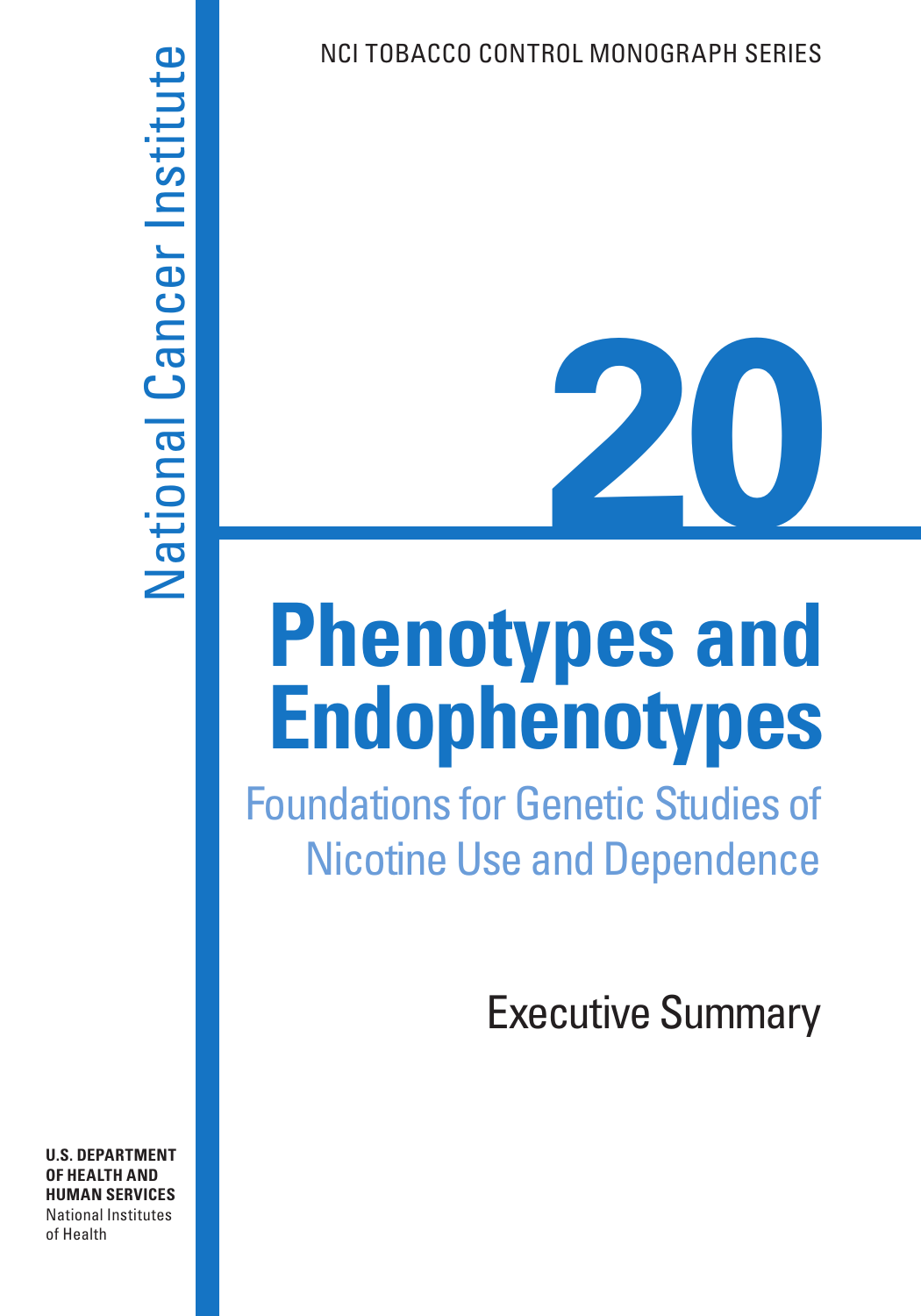NCI TOBACCO CONTROL MONOGRAPH SERIES

National Cancer Institute

# 20

# Phenotypes and Endophenotypes

## Foundations for Genetic Studies of Nicotine Use and Dependence

## Executive Summary

**U.S. DEPARTMENT OF HEALTH AND HUMAN SERVICES**
National Institutes of Health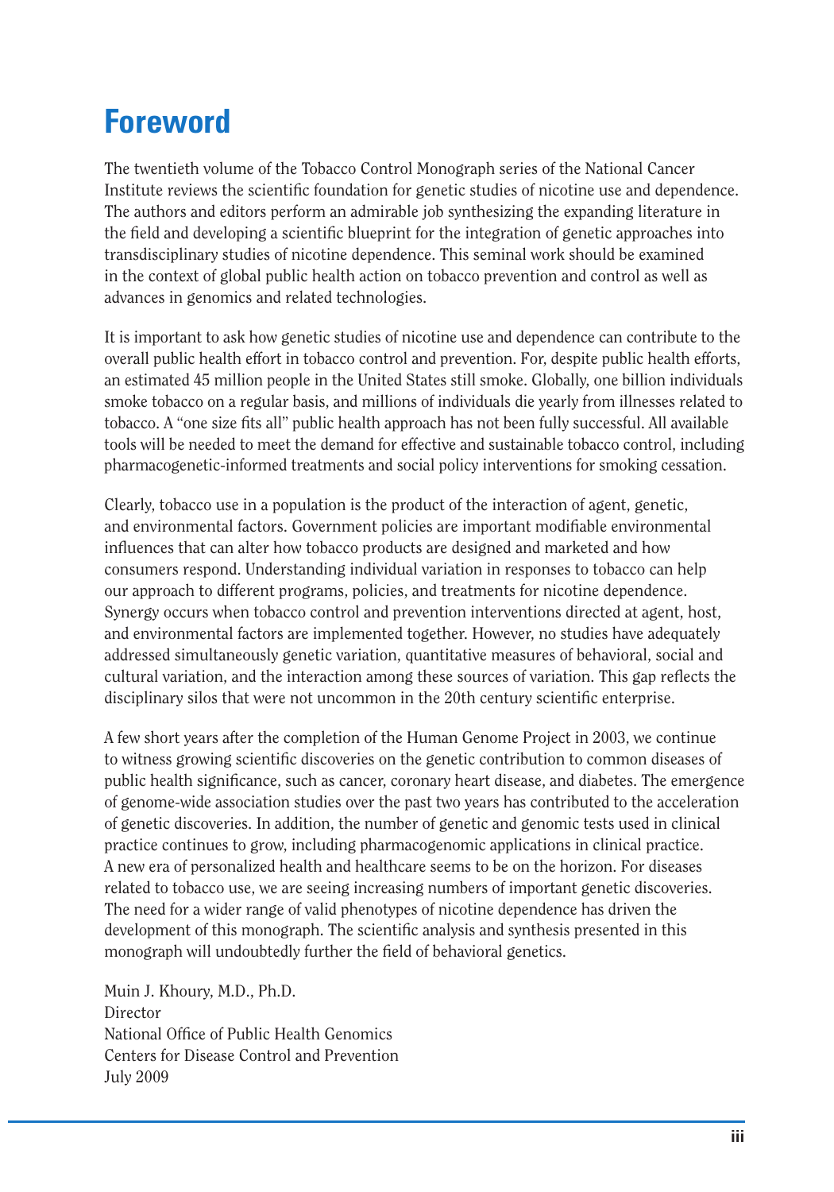# Foreword

The twentieth volume of the Tobacco Control Monograph series of the National Cancer Institute reviews the scientific foundation for genetic studies of nicotine use and dependence. The authors and editors perform an admirable job synthesizing the expanding literature in the field and developing a scientific blueprint for the integration of genetic approaches into transdisciplinary studies of nicotine dependence. This seminal work should be examined in the context of global public health action on tobacco prevention and control as well as advances in genomics and related technologies.

It is important to ask how genetic studies of nicotine use and dependence can contribute to the overall public health effort in tobacco control and prevention. For, despite public health efforts, an estimated 45 million people in the United States still smoke. Globally, one billion individuals smoke tobacco on a regular basis, and millions of individuals die yearly from illnesses related to tobacco. A "one size fits all" public health approach has not been fully successful. All available tools will be needed to meet the demand for effective and sustainable tobacco control, including pharmacogenetic-informed treatments and social policy interventions for smoking cessation.

Clearly, tobacco use in a population is the product of the interaction of agent, genetic, and environmental factors. Government policies are important modifiable environmental influences that can alter how tobacco products are designed and marketed and how consumers respond. Understanding individual variation in responses to tobacco can help our approach to different programs, policies, and treatments for nicotine dependence. Synergy occurs when tobacco control and prevention interventions directed at agent, host, and environmental factors are implemented together. However, no studies have adequately addressed simultaneously genetic variation, quantitative measures of behavioral, social and cultural variation, and the interaction among these sources of variation. This gap reflects the disciplinary silos that were not uncommon in the 20th century scientific enterprise.

A few short years after the completion of the Human Genome Project in 2003, we continue to witness growing scientific discoveries on the genetic contribution to common diseases of public health significance, such as cancer, coronary heart disease, and diabetes. The emergence of genome-wide association studies over the past two years has contributed to the acceleration of genetic discoveries. In addition, the number of genetic and genomic tests used in clinical practice continues to grow, including pharmacogenomic applications in clinical practice. A new era of personalized health and healthcare seems to be on the horizon. For diseases related to tobacco use, we are seeing increasing numbers of important genetic discoveries. The need for a wider range of valid phenotypes of nicotine dependence has driven the development of this monograph. The scientific analysis and synthesis presented in this monograph will undoubtedly further the field of behavioral genetics.

Muin J. Khoury, M.D., Ph.D.  
Director  
National Office of Public Health Genomics  
Centers for Disease Control and Prevention  
July 2009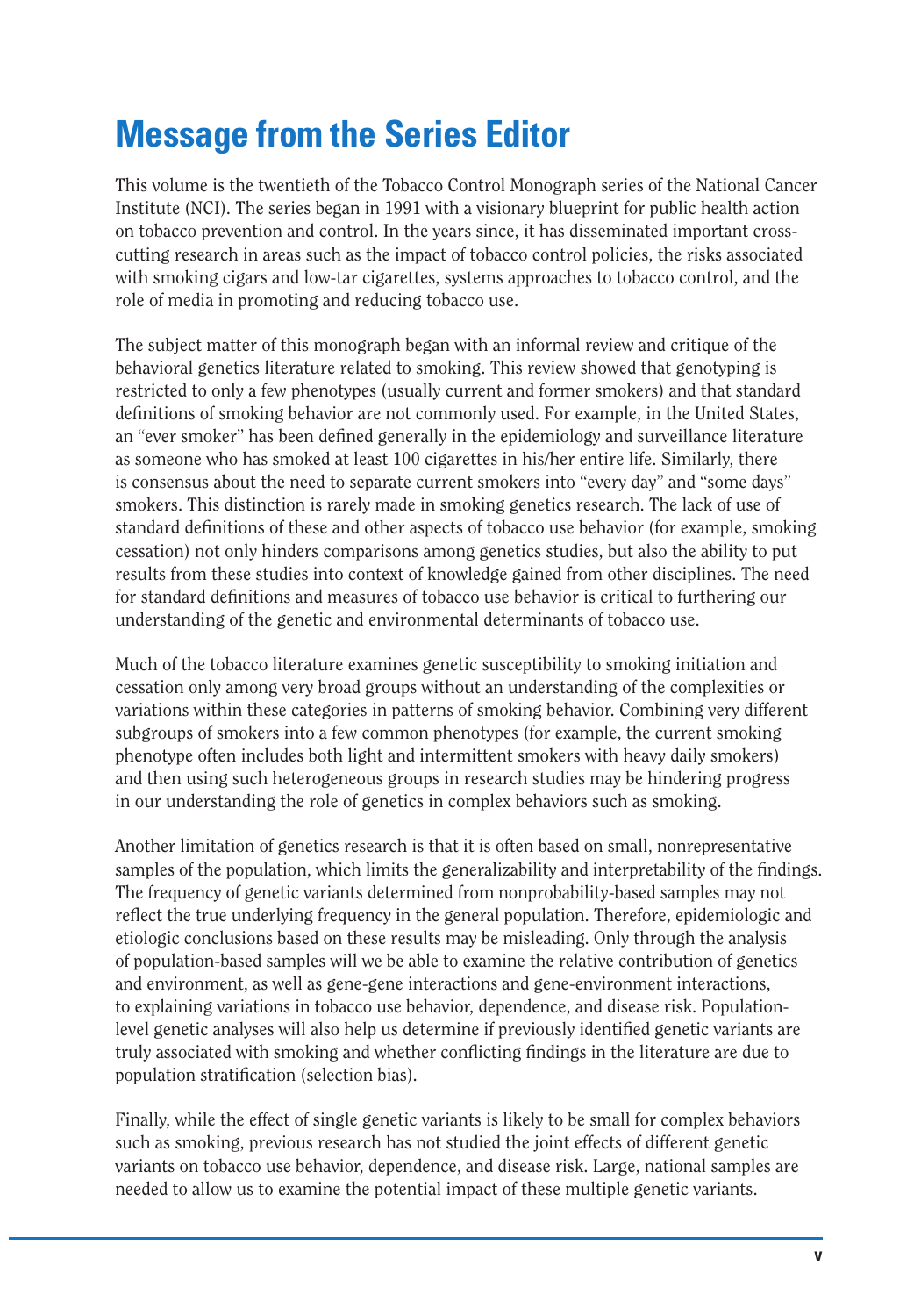# Message from the Series Editor

This volume is the twentieth of the Tobacco Control Monograph series of the National Cancer Institute (NCI). The series began in 1991 with a visionary blueprint for public health action on tobacco prevention and control. In the years since, it has disseminated important cross-cutting research in areas such as the impact of tobacco control policies, the risks associated with smoking cigars and low-tar cigarettes, systems approaches to tobacco control, and the role of media in promoting and reducing tobacco use.

The subject matter of this monograph began with an informal review and critique of the behavioral genetics literature related to smoking. This review showed that genotyping is restricted to only a few phenotypes (usually current and former smokers) and that standard definitions of smoking behavior are not commonly used. For example, in the United States, an "ever smoker" has been defined generally in the epidemiology and surveillance literature as someone who has smoked at least 100 cigarettes in his/her entire life. Similarly, there is consensus about the need to separate current smokers into "every day" and "some days" smokers. This distinction is rarely made in smoking genetics research. The lack of use of standard definitions of these and other aspects of tobacco use behavior (for example, smoking cessation) not only hinders comparisons among genetics studies, but also the ability to put results from these studies into context of knowledge gained from other disciplines. The need for standard definitions and measures of tobacco use behavior is critical to furthering our understanding of the genetic and environmental determinants of tobacco use.

Much of the tobacco literature examines genetic susceptibility to smoking initiation and cessation only among very broad groups without an understanding of the complexities or variations within these categories in patterns of smoking behavior. Combining very different subgroups of smokers into a few common phenotypes (for example, the current smoking phenotype often includes both light and intermittent smokers with heavy daily smokers) and then using such heterogeneous groups in research studies may be hindering progress in our understanding the role of genetics in complex behaviors such as smoking.

Another limitation of genetics research is that it is often based on small, nonrepresentative samples of the population, which limits the generalizability and interpretability of the findings. The frequency of genetic variants determined from nonprobability-based samples may not reflect the true underlying frequency in the general population. Therefore, epidemiologic and etiologic conclusions based on these results may be misleading. Only through the analysis of population-based samples will we be able to examine the relative contribution of genetics and environment, as well as gene-gene interactions and gene-environment interactions, to explaining variations in tobacco use behavior, dependence, and disease risk. Population-level genetic analyses will also help us determine if previously identified genetic variants are truly associated with smoking and whether conflicting findings in the literature are due to population stratification (selection bias).

Finally, while the effect of single genetic variants is likely to be small for complex behaviors such as smoking, previous research has not studied the joint effects of different genetic variants on tobacco use behavior, dependence, and disease risk. Large, national samples are needed to allow us to examine the potential impact of these multiple genetic variants.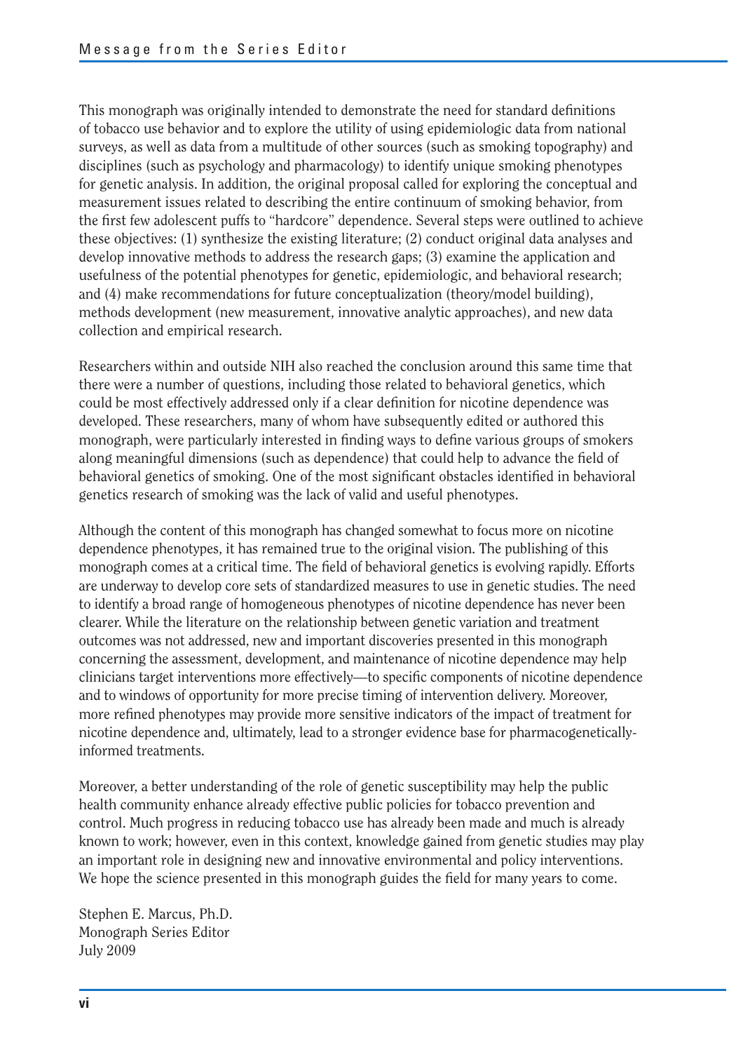This monograph was originally intended to demonstrate the need for standard definitions of tobacco use behavior and to explore the utility of using epidemiologic data from national surveys, as well as data from a multitude of other sources (such as smoking topography) and disciplines (such as psychology and pharmacology) to identify unique smoking phenotypes for genetic analysis. In addition, the original proposal called for exploring the conceptual and measurement issues related to describing the entire continuum of smoking behavior, from the first few adolescent puffs to "hardcore" dependence. Several steps were outlined to achieve these objectives: (1) synthesize the existing literature; (2) conduct original data analyses and develop innovative methods to address the research gaps; (3) examine the application and usefulness of the potential phenotypes for genetic, epidemiologic, and behavioral research; and (4) make recommendations for future conceptualization (theory/model building), methods development (new measurement, innovative analytic approaches), and new data collection and empirical research.

Researchers within and outside NIH also reached the conclusion around this same time that there were a number of questions, including those related to behavioral genetics, which could be most effectively addressed only if a clear definition for nicotine dependence was developed. These researchers, many of whom have subsequently edited or authored this monograph, were particularly interested in finding ways to define various groups of smokers along meaningful dimensions (such as dependence) that could help to advance the field of behavioral genetics of smoking. One of the most significant obstacles identified in behavioral genetics research of smoking was the lack of valid and useful phenotypes.

Although the content of this monograph has changed somewhat to focus more on nicotine dependence phenotypes, it has remained true to the original vision. The publishing of this monograph comes at a critical time. The field of behavioral genetics is evolving rapidly. Efforts are underway to develop core sets of standardized measures to use in genetic studies. The need to identify a broad range of homogeneous phenotypes of nicotine dependence has never been clearer. While the literature on the relationship between genetic variation and treatment outcomes was not addressed, new and important discoveries presented in this monograph concerning the assessment, development, and maintenance of nicotine dependence may help clinicians target interventions more effectively—to specific components of nicotine dependence and to windows of opportunity for more precise timing of intervention delivery. Moreover, more refined phenotypes may provide more sensitive indicators of the impact of treatment for nicotine dependence and, ultimately, lead to a stronger evidence base for pharmacogenetically-informed treatments.

Moreover, a better understanding of the role of genetic susceptibility may help the public health community enhance already effective public policies for tobacco prevention and control. Much progress in reducing tobacco use has already been made and much is already known to work; however, even in this context, knowledge gained from genetic studies may play an important role in designing new and innovative environmental and policy interventions. We hope the science presented in this monograph guides the field for many years to come.

Stephen E. Marcus, Ph.D.
Monograph Series Editor
July 2009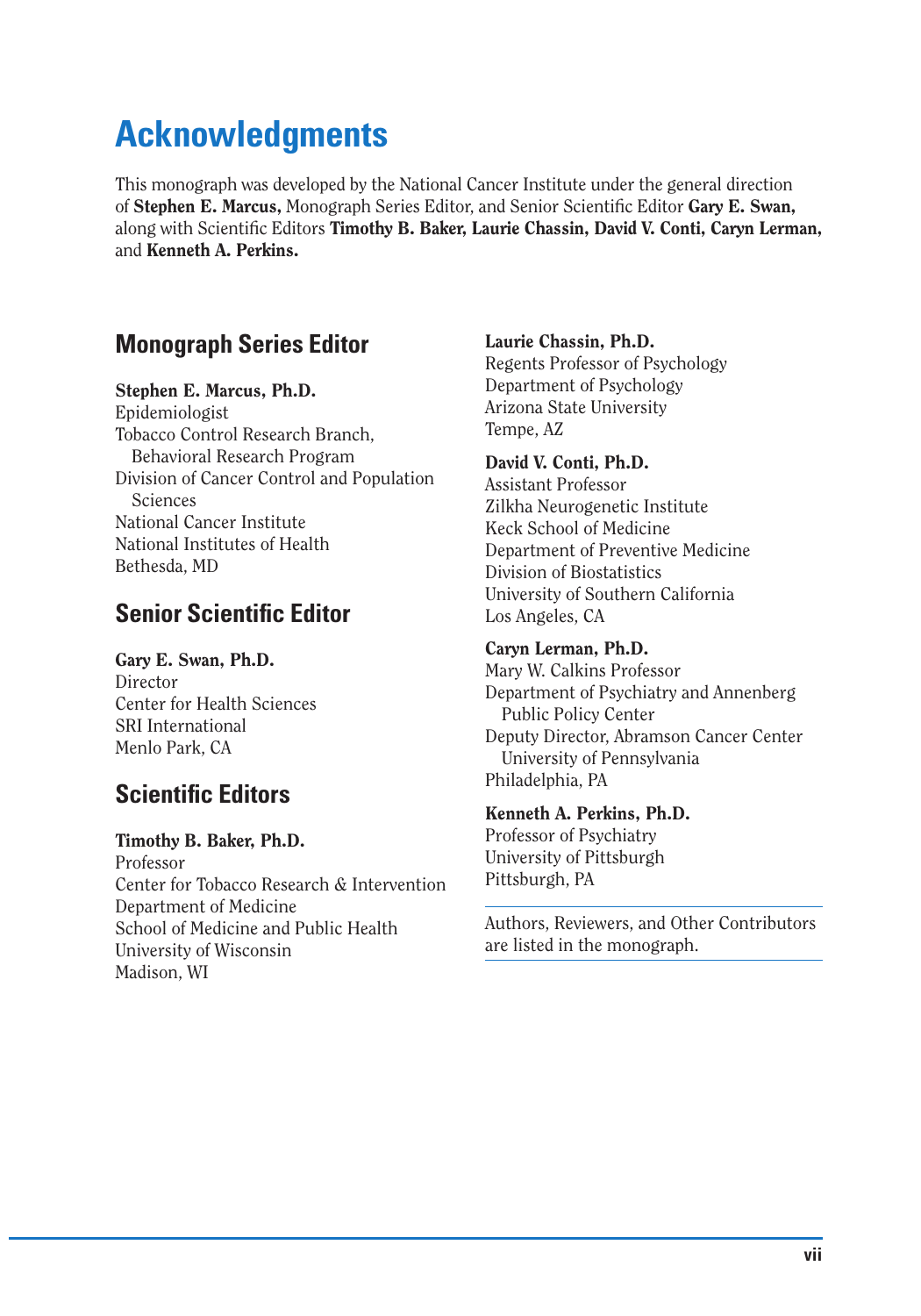# Acknowledgments

This monograph was developed by the National Cancer Institute under the general direction of **Stephen E. Marcus,** Monograph Series Editor, and Senior Scientific Editor **Gary E. Swan,** along with Scientific Editors **Timothy B. Baker, Laurie Chassin, David V. Conti, Caryn Lerman,** and **Kenneth A. Perkins.**

## Monograph Series Editor

**Stephen E. Marcus, Ph.D.**
Epidemiologist
Tobacco Control Research Branch, Behavioral Research Program
Division of Cancer Control and Population Sciences
National Cancer Institute
National Institutes of Health
Bethesda, MD

## Senior Scientific Editor

**Gary E. Swan, Ph.D.**
Director
Center for Health Sciences
SRI International
Menlo Park, CA

## Scientific Editors

**Timothy B. Baker, Ph.D.**
Professor
Center for Tobacco Research & Intervention
Department of Medicine
School of Medicine and Public Health
University of Wisconsin
Madison, WI

**Laurie Chassin, Ph.D.**
Regents Professor of Psychology
Department of Psychology
Arizona State University
Tempe, AZ

**David V. Conti, Ph.D.**
Assistant Professor
Zilkha Neurogenetic Institute
Keck School of Medicine
Department of Preventive Medicine
Division of Biostatistics
University of Southern California
Los Angeles, CA

**Caryn Lerman, Ph.D.**
Mary W. Calkins Professor
Department of Psychiatry and Annenberg Public Policy Center
Deputy Director, Abramson Cancer Center University of Pennsylvania
Philadelphia, PA

**Kenneth A. Perkins, Ph.D.**
Professor of Psychiatry
University of Pittsburgh
Pittsburgh, PA

Authors, Reviewers, and Other Contributors are listed in the monograph.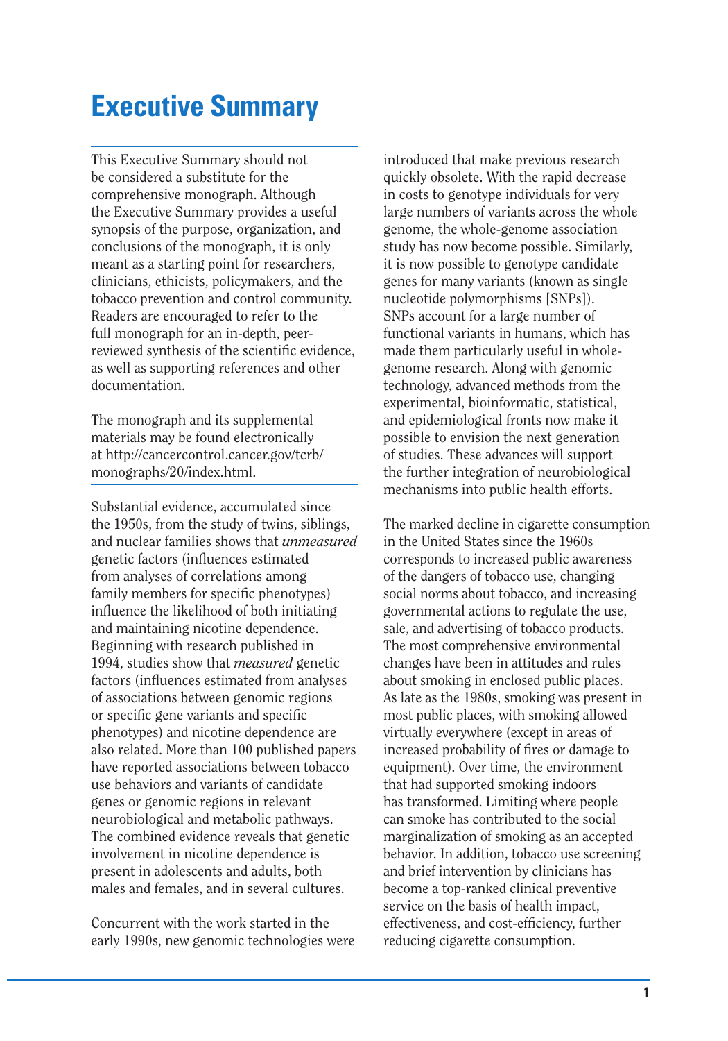# Executive Summary

This Executive Summary should not be considered a substitute for the comprehensive monograph. Although the Executive Summary provides a useful synopsis of the purpose, organization, and conclusions of the monograph, it is only meant as a starting point for researchers, clinicians, ethicists, policymakers, and the tobacco prevention and control community. Readers are encouraged to refer to the full monograph for an in-depth, peer-reviewed synthesis of the scientific evidence, as well as supporting references and other documentation.

The monograph and its supplemental materials may be found electronically at http://cancercontrol.cancer.gov/tcrb/monographs/20/index.html.

---

Substantial evidence, accumulated since the 1950s, from the study of twins, siblings, and nuclear families shows that *unmeasured* genetic factors (influences estimated from analyses of correlations among family members for specific phenotypes) influence the likelihood of both initiating and maintaining nicotine dependence. Beginning with research published in 1994, studies show that *measured* genetic factors (influences estimated from analyses of associations between genomic regions or specific gene variants and specific phenotypes) and nicotine dependence are also related. More than 100 published papers have reported associations between tobacco use behaviors and variants of candidate genes or genomic regions in relevant neurobiological and metabolic pathways. The combined evidence reveals that genetic involvement in nicotine dependence is present in adolescents and adults, both males and females, and in several cultures.

Concurrent with the work started in the early 1990s, new genomic technologies were introduced that make previous research quickly obsolete. With the rapid decrease in costs to genotype individuals for very large numbers of variants across the whole genome, the whole-genome association study has now become possible. Similarly, it is now possible to genotype candidate genes for many variants (known as single nucleotide polymorphisms [SNPs]). SNPs account for a large number of functional variants in humans, which has made them particularly useful in whole-genome research. Along with genomic technology, advanced methods from the experimental, bioinformatic, statistical, and epidemiological fronts now make it possible to envision the next generation of studies. These advances will support the further integration of neurobiological mechanisms into public health efforts.

The marked decline in cigarette consumption in the United States since the 1960s corresponds to increased public awareness of the dangers of tobacco use, changing social norms about tobacco, and increasing governmental actions to regulate the use, sale, and advertising of tobacco products. The most comprehensive environmental changes have been in attitudes and rules about smoking in enclosed public places. As late as the 1980s, smoking was present in most public places, with smoking allowed virtually everywhere (except in areas of increased probability of fires or damage to equipment). Over time, the environment that had supported smoking indoors has transformed. Limiting where people can smoke has contributed to the social marginalization of smoking as an accepted behavior. In addition, tobacco use screening and brief intervention by clinicians has become a top-ranked clinical preventive service on the basis of health impact, effectiveness, and cost-efficiency, further reducing cigarette consumption.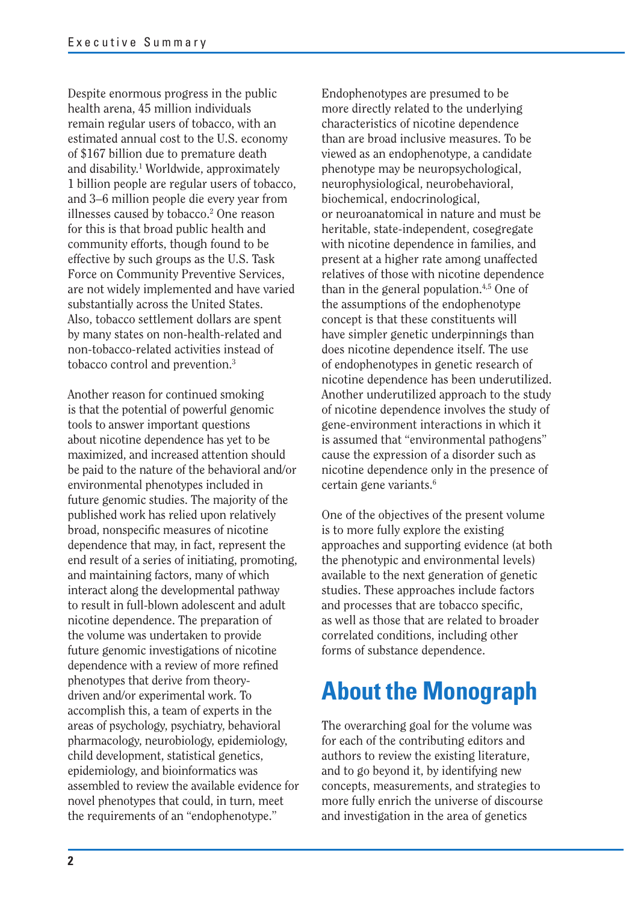Despite enormous progress in the public health arena, 45 million individuals remain regular users of tobacco, with an estimated annual cost to the U.S. economy of $167 billion due to premature death and disability.[1] Worldwide, approximately 1 billion people are regular users of tobacco, and 3–6 million people die every year from illnesses caused by tobacco.[2] One reason for this is that broad public health and community efforts, though found to be effective by such groups as the U.S. Task Force on Community Preventive Services, are not widely implemented and have varied substantially across the United States. Also, tobacco settlement dollars are spent by many states on non-health-related and non-tobacco-related activities instead of tobacco control and prevention.[3]

Another reason for continued smoking is that the potential of powerful genomic tools to answer important questions about nicotine dependence has yet to be maximized, and increased attention should be paid to the nature of the behavioral and/or environmental phenotypes included in future genomic studies. The majority of the published work has relied upon relatively broad, nonspecific measures of nicotine dependence that may, in fact, represent the end result of a series of initiating, promoting, and maintaining factors, many of which interact along the developmental pathway to result in full-blown adolescent and adult nicotine dependence. The preparation of the volume was undertaken to provide future genomic investigations of nicotine dependence with a review of more refined phenotypes that derive from theory-driven and/or experimental work. To accomplish this, a team of experts in the areas of psychology, psychiatry, behavioral pharmacology, neurobiology, epidemiology, child development, statistical genetics, epidemiology, and bioinformatics was assembled to review the available evidence for novel phenotypes that could, in turn, meet the requirements of an "endophenotype."

Endophenotypes are presumed to be more directly related to the underlying characteristics of nicotine dependence than are broad inclusive measures. To be viewed as an endophenotype, a candidate phenotype may be neuropsychological, neurophysiological, neurobehavioral, biochemical, endocrinological, or neuroanatomical in nature and must be heritable, state-independent, cosegregate with nicotine dependence in families, and present at a higher rate among unaffected relatives of those with nicotine dependence than in the general population.[4,5] One of the assumptions of the endophenotype concept is that these constituents will have simpler genetic underpinnings than does nicotine dependence itself. The use of endophenotypes in genetic research of nicotine dependence has been underutilized. Another underutilized approach to the study of nicotine dependence involves the study of gene-environment interactions in which it is assumed that "environmental pathogens" cause the expression of a disorder such as nicotine dependence only in the presence of certain gene variants.[6]

One of the objectives of the present volume is to more fully explore the existing approaches and supporting evidence (at both the phenotypic and environmental levels) available to the next generation of genetic studies. These approaches include factors and processes that are tobacco specific, as well as those that are related to broader correlated conditions, including other forms of substance dependence.

## About the Monograph

The overarching goal for the volume was for each of the contributing editors and authors to review the existing literature, and to go beyond it, by identifying new concepts, measurements, and strategies to more fully enrich the universe of discourse and investigation in the area of genetics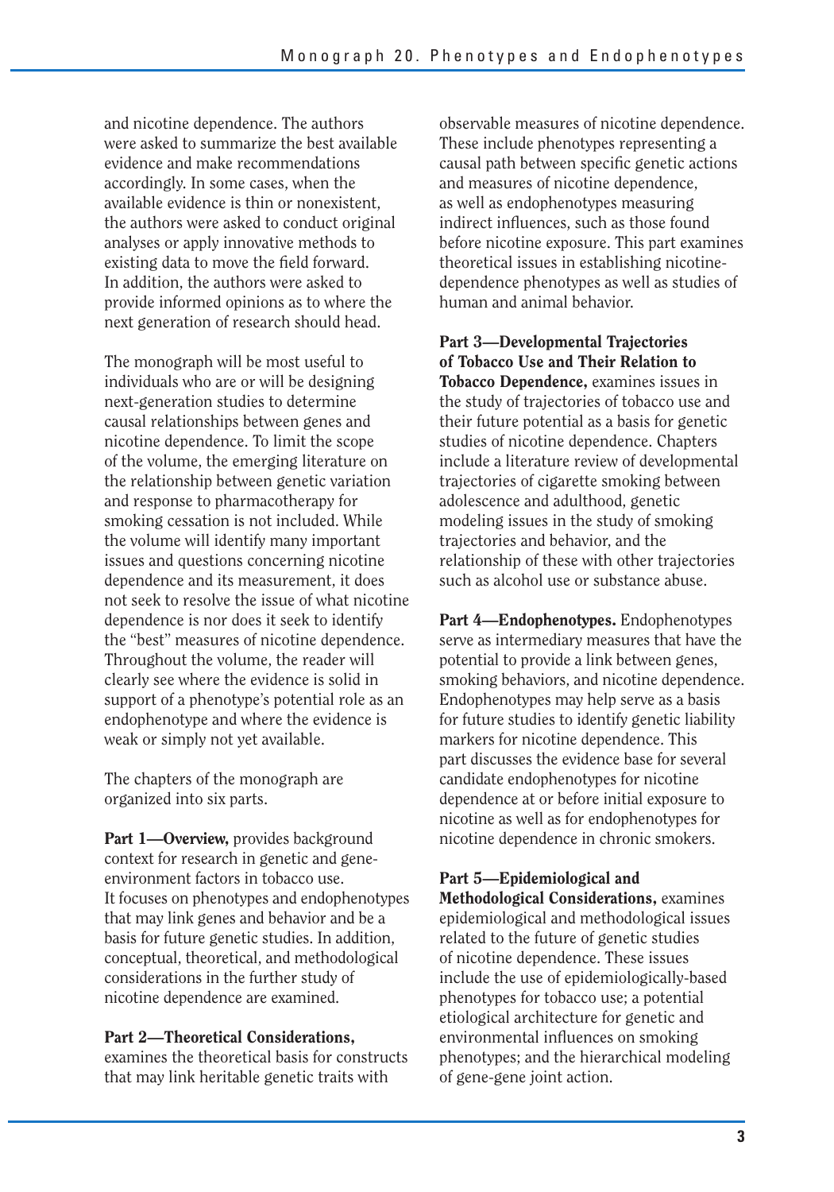and nicotine dependence. The authors were asked to summarize the best available evidence and make recommendations accordingly. In some cases, when the available evidence is thin or nonexistent, the authors were asked to conduct original analyses or apply innovative methods to existing data to move the field forward. In addition, the authors were asked to provide informed opinions as to where the next generation of research should head.

The monograph will be most useful to individuals who are or will be designing next-generation studies to determine causal relationships between genes and nicotine dependence. To limit the scope of the volume, the emerging literature on the relationship between genetic variation and response to pharmacotherapy for smoking cessation is not included. While the volume will identify many important issues and questions concerning nicotine dependence and its measurement, it does not seek to resolve the issue of what nicotine dependence is nor does it seek to identify the "best" measures of nicotine dependence. Throughout the volume, the reader will clearly see where the evidence is solid in support of a phenotype's potential role as an endophenotype and where the evidence is weak or simply not yet available.

The chapters of the monograph are organized into six parts.

**Part 1—Overview,** provides background context for research in genetic and gene-environment factors in tobacco use. It focuses on phenotypes and endophenotypes that may link genes and behavior and be a basis for future genetic studies. In addition, conceptual, theoretical, and methodological considerations in the further study of nicotine dependence are examined.

**Part 2—Theoretical Considerations,** examines the theoretical basis for constructs that may link heritable genetic traits with observable measures of nicotine dependence. These include phenotypes representing a causal path between specific genetic actions and measures of nicotine dependence, as well as endophenotypes measuring indirect influences, such as those found before nicotine exposure. This part examines theoretical issues in establishing nicotine-dependence phenotypes as well as studies of human and animal behavior.

**Part 3—Developmental Trajectories of Tobacco Use and Their Relation to Tobacco Dependence,** examines issues in the study of trajectories of tobacco use and their future potential as a basis for genetic studies of nicotine dependence. Chapters include a literature review of developmental trajectories of cigarette smoking between adolescence and adulthood, genetic modeling issues in the study of smoking trajectories and behavior, and the relationship of these with other trajectories such as alcohol use or substance abuse.

**Part 4—Endophenotypes.** Endophenotypes serve as intermediary measures that have the potential to provide a link between genes, smoking behaviors, and nicotine dependence. Endophenotypes may help serve as a basis for future studies to identify genetic liability markers for nicotine dependence. This part discusses the evidence base for several candidate endophenotypes for nicotine dependence at or before initial exposure to nicotine as well as for endophenotypes for nicotine dependence in chronic smokers.

**Part 5—Epidemiological and Methodological Considerations,** examines epidemiological and methodological issues related to the future of genetic studies of nicotine dependence. These issues include the use of epidemiologically-based phenotypes for tobacco use; a potential etiological architecture for genetic and environmental influences on smoking phenotypes; and the hierarchical modeling of gene-gene joint action.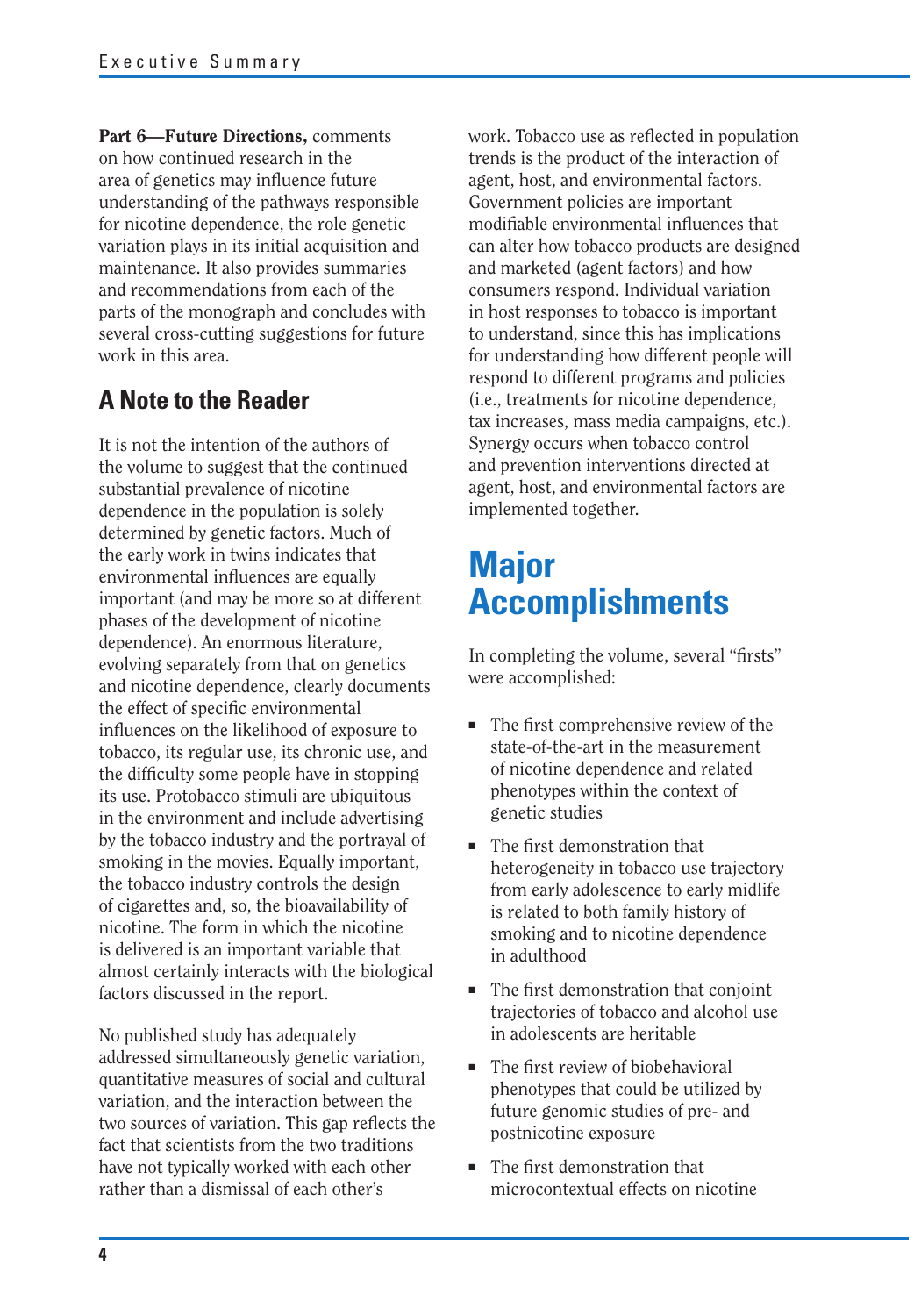**Part 6—Future Directions,** comments on how continued research in the area of genetics may influence future understanding of the pathways responsible for nicotine dependence, the role genetic variation plays in its initial acquisition and maintenance. It also provides summaries and recommendations from each of the parts of the monograph and concludes with several cross-cutting suggestions for future work in this area.

## A Note to the Reader

It is not the intention of the authors of the volume to suggest that the continued substantial prevalence of nicotine dependence in the population is solely determined by genetic factors. Much of the early work in twins indicates that environmental influences are equally important (and may be more so at different phases of the development of nicotine dependence). An enormous literature, evolving separately from that on genetics and nicotine dependence, clearly documents the effect of specific environmental influences on the likelihood of exposure to tobacco, its regular use, its chronic use, and the difficulty some people have in stopping its use. Protobacco stimuli are ubiquitous in the environment and include advertising by the tobacco industry and the portrayal of smoking in the movies. Equally important, the tobacco industry controls the design of cigarettes and, so, the bioavailability of nicotine. The form in which the nicotine is delivered is an important variable that almost certainly interacts with the biological factors discussed in the report.

No published study has adequately addressed simultaneously genetic variation, quantitative measures of social and cultural variation, and the interaction between the two sources of variation. This gap reflects the fact that scientists from the two traditions have not typically worked with each other rather than a dismissal of each other's work. Tobacco use as reflected in population trends is the product of the interaction of agent, host, and environmental factors. Government policies are important modifiable environmental influences that can alter how tobacco products are designed and marketed (agent factors) and how consumers respond. Individual variation in host responses to tobacco is important to understand, since this has implications for understanding how different people will respond to different programs and policies (i.e., treatments for nicotine dependence, tax increases, mass media campaigns, etc.). Synergy occurs when tobacco control and prevention interventions directed at agent, host, and environmental factors are implemented together.

# Major Accomplishments

In completing the volume, several "firsts" were accomplished:

- The first comprehensive review of the state-of-the-art in the measurement of nicotine dependence and related phenotypes within the context of genetic studies
- The first demonstration that heterogeneity in tobacco use trajectory from early adolescence to early midlife is related to both family history of smoking and to nicotine dependence in adulthood
- The first demonstration that conjoint trajectories of tobacco and alcohol use in adolescents are heritable
- The first review of biobehavioral phenotypes that could be utilized by future genomic studies of pre- and postnicotine exposure
- The first demonstration that microcontextual effects on nicotine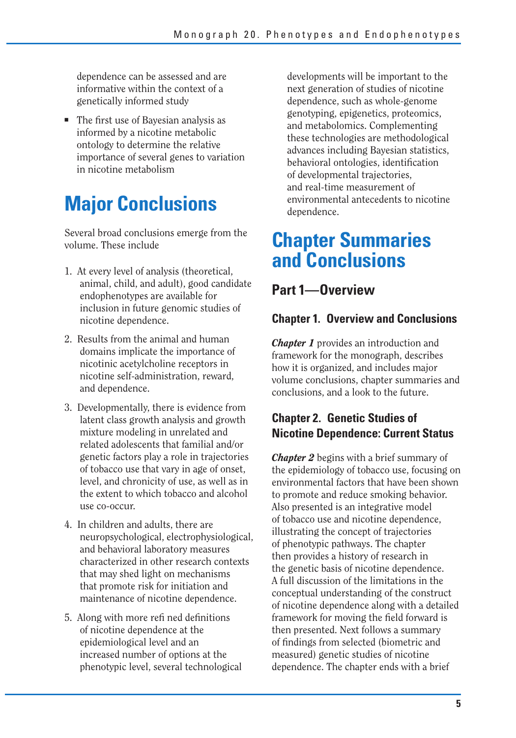dependence can be assessed and are informative within the context of a genetically informed study

- The first use of Bayesian analysis as informed by a nicotine metabolic ontology to determine the relative importance of several genes to variation in nicotine metabolism

# Major Conclusions

Several broad conclusions emerge from the volume. These include

1. At every level of analysis (theoretical, animal, child, and adult), good candidate endophenotypes are available for inclusion in future genomic studies of nicotine dependence.
2. Results from the animal and human domains implicate the importance of nicotinic acetylcholine receptors in nicotine self-administration, reward, and dependence.
3. Developmentally, there is evidence from latent class growth analysis and growth mixture modeling in unrelated and related adolescents that familial and/or genetic factors play a role in trajectories of tobacco use that vary in age of onset, level, and chronicity of use, as well as in the extent to which tobacco and alcohol use co-occur.
4. In children and adults, there are neuropsychological, electrophysiological, and behavioral laboratory measures characterized in other research contexts that may shed light on mechanisms that promote risk for initiation and maintenance of nicotine dependence.
5. Along with more refined definitions of nicotine dependence at the epidemiological level and an increased number of options at the phenotypic level, several technological developments will be important to the next generation of studies of nicotine dependence, such as whole-genome genotyping, epigenetics, proteomics, and metabolomics. Complementing these technologies are methodological advances including Bayesian statistics, behavioral ontologies, identification of developmental trajectories, and real-time measurement of environmental antecedents to nicotine dependence.

# Chapter Summaries and Conclusions

## Part 1—Overview

### Chapter 1. Overview and Conclusions

***Chapter 1*** provides an introduction and framework for the monograph, describes how it is organized, and includes major volume conclusions, chapter summaries and conclusions, and a look to the future.

### Chapter 2. Genetic Studies of Nicotine Dependence: Current Status

***Chapter 2*** begins with a brief summary of the epidemiology of tobacco use, focusing on environmental factors that have been shown to promote and reduce smoking behavior. Also presented is an integrative model of tobacco use and nicotine dependence, illustrating the concept of trajectories of phenotypic pathways. The chapter then provides a history of research in the genetic basis of nicotine dependence. A full discussion of the limitations in the conceptual understanding of the construct of nicotine dependence along with a detailed framework for moving the field forward is then presented. Next follows a summary of findings from selected (biometric and measured) genetic studies of nicotine dependence. The chapter ends with a brief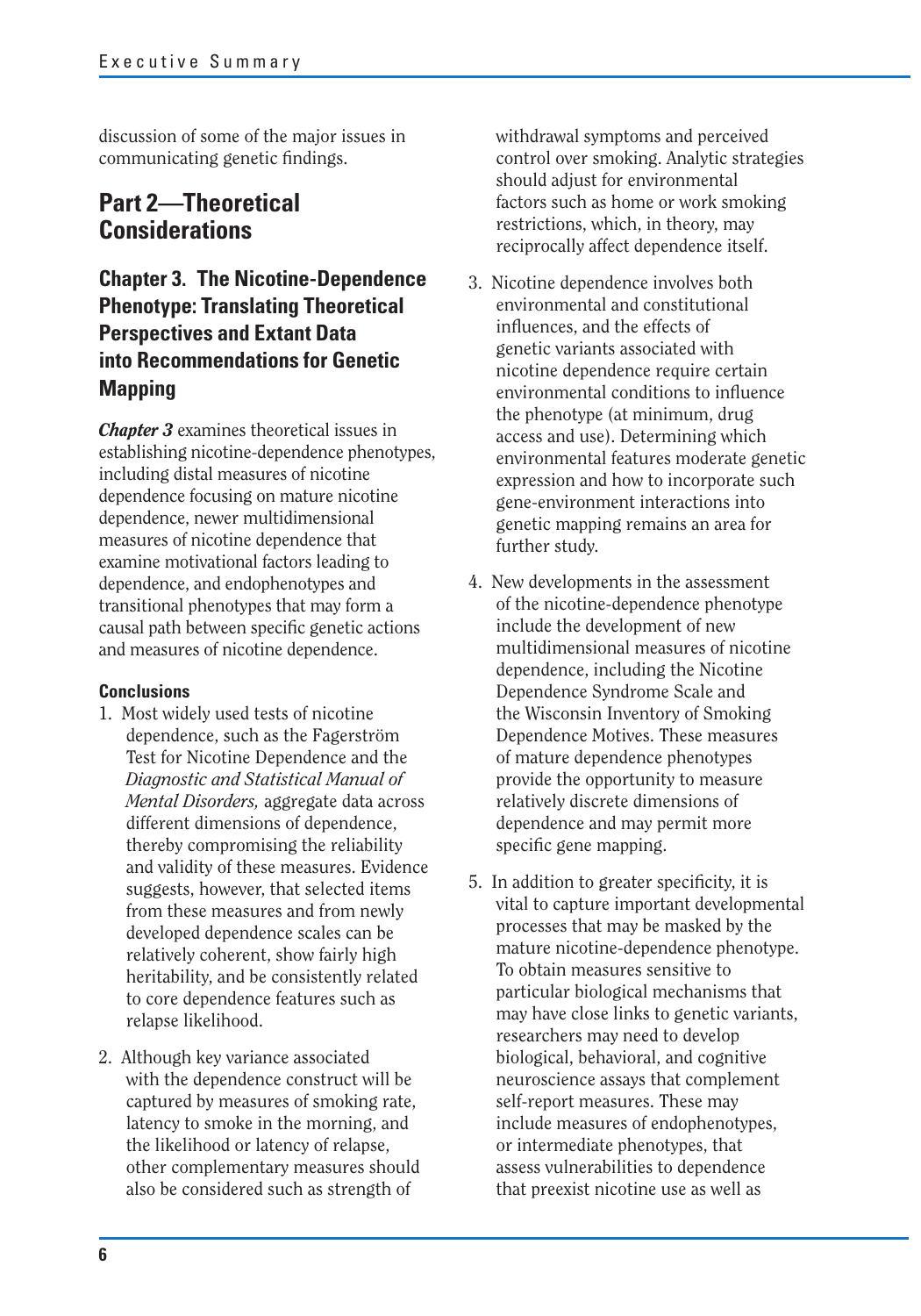discussion of some of the major issues in communicating genetic findings.

## Part 2—Theoretical Considerations

### Chapter 3. The Nicotine-Dependence Phenotype: Translating Theoretical Perspectives and Extant Data into Recommendations for Genetic Mapping

***Chapter 3*** examines theoretical issues in establishing nicotine-dependence phenotypes, including distal measures of nicotine dependence focusing on mature nicotine dependence, newer multidimensional measures of nicotine dependence that examine motivational factors leading to dependence, and endophenotypes and transitional phenotypes that may form a causal path between specific genetic actions and measures of nicotine dependence.

#### Conclusions

1. Most widely used tests of nicotine dependence, such as the Fagerström Test for Nicotine Dependence and the *Diagnostic and Statistical Manual of Mental Disorders,* aggregate data across different dimensions of dependence, thereby compromising the reliability and validity of these measures. Evidence suggests, however, that selected items from these measures and from newly developed dependence scales can be relatively coherent, show fairly high heritability, and be consistently related to core dependence features such as relapse likelihood.

2. Although key variance associated with the dependence construct will be captured by measures of smoking rate, latency to smoke in the morning, and the likelihood or latency of relapse, other complementary measures should also be considered such as strength of withdrawal symptoms and perceived control over smoking. Analytic strategies should adjust for environmental factors such as home or work smoking restrictions, which, in theory, may reciprocally affect dependence itself.

3. Nicotine dependence involves both environmental and constitutional influences, and the effects of genetic variants associated with nicotine dependence require certain environmental conditions to influence the phenotype (at minimum, drug access and use). Determining which environmental features moderate genetic expression and how to incorporate such gene-environment interactions into genetic mapping remains an area for further study.

4. New developments in the assessment of the nicotine-dependence phenotype include the development of new multidimensional measures of nicotine dependence, including the Nicotine Dependence Syndrome Scale and the Wisconsin Inventory of Smoking Dependence Motives. These measures of mature dependence phenotypes provide the opportunity to measure relatively discrete dimensions of dependence and may permit more specific gene mapping.

5. In addition to greater specificity, it is vital to capture important developmental processes that may be masked by the mature nicotine-dependence phenotype. To obtain measures sensitive to particular biological mechanisms that may have close links to genetic variants, researchers may need to develop biological, behavioral, and cognitive neuroscience assays that complement self-report measures. These may include measures of endophenotypes, or intermediate phenotypes, that assess vulnerabilities to dependence that preexist nicotine use as well as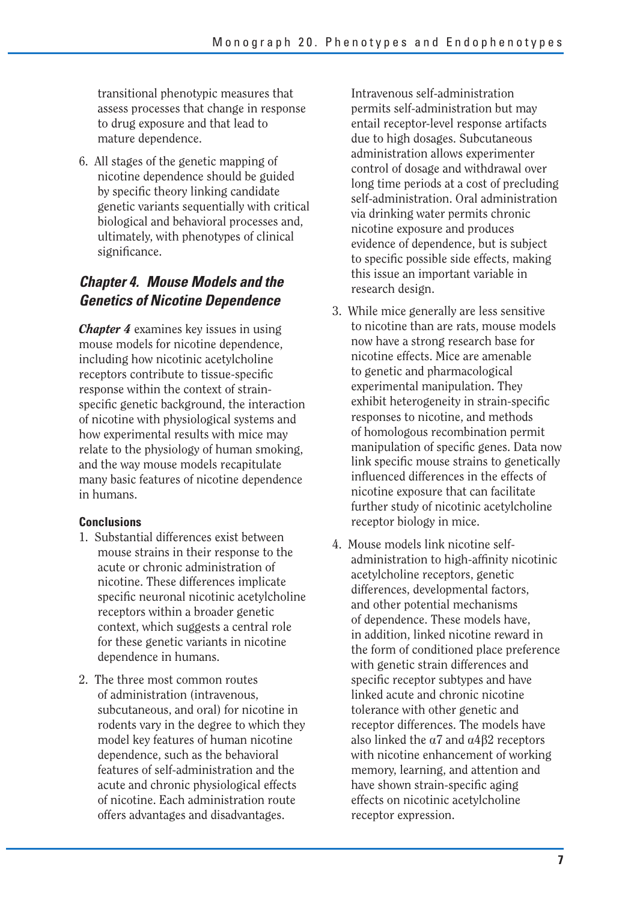transitional phenotypic measures that assess processes that change in response to drug exposure and that lead to mature dependence.

6. All stages of the genetic mapping of nicotine dependence should be guided by specific theory linking candidate genetic variants sequentially with critical biological and behavioral processes and, ultimately, with phenotypes of clinical significance.

## *Chapter 4. Mouse Models and the Genetics of Nicotine Dependence*

***Chapter 4*** examines key issues in using mouse models for nicotine dependence, including how nicotinic acetylcholine receptors contribute to tissue-specific response within the context of strain-specific genetic background, the interaction of nicotine with physiological systems and how experimental results with mice may relate to the physiology of human smoking, and the way mouse models recapitulate many basic features of nicotine dependence in humans.

### Conclusions

1. Substantial differences exist between mouse strains in their response to the acute or chronic administration of nicotine. These differences implicate specific neuronal nicotinic acetylcholine receptors within a broader genetic context, which suggests a central role for these genetic variants in nicotine dependence in humans.

2. The three most common routes of administration (intravenous, subcutaneous, and oral) for nicotine in rodents vary in the degree to which they model key features of human nicotine dependence, such as the behavioral features of self-administration and the acute and chronic physiological effects of nicotine. Each administration route offers advantages and disadvantages. Intravenous self-administration permits self-administration but may entail receptor-level response artifacts due to high dosages. Subcutaneous administration allows experimenter control of dosage and withdrawal over long time periods at a cost of precluding self-administration. Oral administration via drinking water permits chronic nicotine exposure and produces evidence of dependence, but is subject to specific possible side effects, making this issue an important variable in research design.

3. While mice generally are less sensitive to nicotine than are rats, mouse models now have a strong research base for nicotine effects. Mice are amenable to genetic and pharmacological experimental manipulation. They exhibit heterogeneity in strain-specific responses to nicotine, and methods of homologous recombination permit manipulation of specific genes. Data now link specific mouse strains to genetically influenced differences in the effects of nicotine exposure that can facilitate further study of nicotinic acetylcholine receptor biology in mice.

4. Mouse models link nicotine self-administration to high-affinity nicotinic acetylcholine receptors, genetic differences, developmental factors, and other potential mechanisms of dependence. These models have, in addition, linked nicotine reward in the form of conditioned place preference with genetic strain differences and specific receptor subtypes and have linked acute and chronic nicotine tolerance with other genetic and receptor differences. The models have also linked the $\alpha7$ and $\alpha4\beta2$ receptors with nicotine enhancement of working memory, learning, and attention and have shown strain-specific aging effects on nicotinic acetylcholine receptor expression.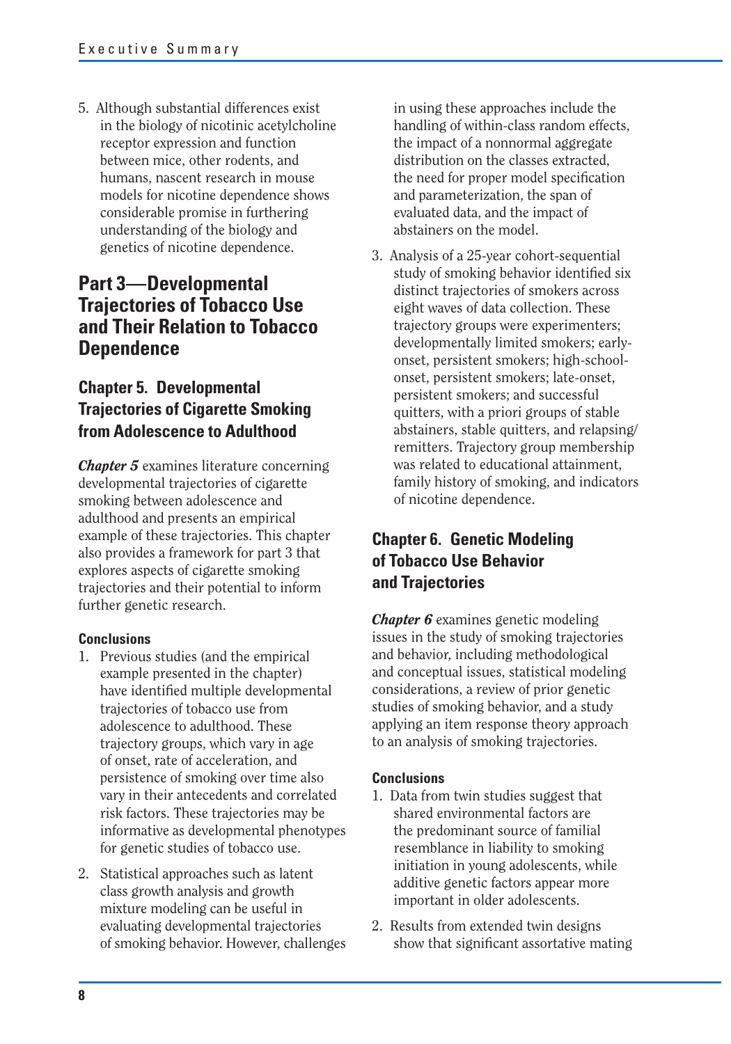5. Although substantial differences exist in the biology of nicotinic acetylcholine receptor expression and function between mice, other rodents, and humans, nascent research in mouse models for nicotine dependence shows considerable promise in furthering understanding of the biology and genetics of nicotine dependence.

## Part 3—Developmental Trajectories of Tobacco Use and Their Relation to Tobacco Dependence

### Chapter 5. Developmental Trajectories of Cigarette Smoking from Adolescence to Adulthood

***Chapter 5*** examines literature concerning developmental trajectories of cigarette smoking between adolescence and adulthood and presents an empirical example of these trajectories. This chapter also provides a framework for part 3 that explores aspects of cigarette smoking trajectories and their potential to inform further genetic research.

#### Conclusions

1. Previous studies (and the empirical example presented in the chapter) have identified multiple developmental trajectories of tobacco use from adolescence to adulthood. These trajectory groups, which vary in age of onset, rate of acceleration, and persistence of smoking over time also vary in their antecedents and correlated risk factors. These trajectories may be informative as developmental phenotypes for genetic studies of tobacco use.
2. Statistical approaches such as latent class growth analysis and growth mixture modeling can be useful in evaluating developmental trajectories of smoking behavior. However, challenges in using these approaches include the handling of within-class random effects, the impact of a nonnormal aggregate distribution on the classes extracted, the need for proper model specification and parameterization, the span of evaluated data, and the impact of abstainers on the model.
3. Analysis of a 25-year cohort-sequential study of smoking behavior identified six distinct trajectories of smokers across eight waves of data collection. These trajectory groups were experimenters; developmentally limited smokers; early-onset, persistent smokers; high-school-onset, persistent smokers; late-onset, persistent smokers; and successful quitters, with a priori groups of stable abstainers, stable quitters, and relapsing/remitters. Trajectory group membership was related to educational attainment, family history of smoking, and indicators of nicotine dependence.

### Chapter 6. Genetic Modeling of Tobacco Use Behavior and Trajectories

***Chapter 6*** examines genetic modeling issues in the study of smoking trajectories and behavior, including methodological and conceptual issues, statistical modeling considerations, a review of prior genetic studies of smoking behavior, and a study applying an item response theory approach to an analysis of smoking trajectories.

#### Conclusions

1. Data from twin studies suggest that shared environmental factors are the predominant source of familial resemblance in liability to smoking initiation in young adolescents, while additive genetic factors appear more important in older adolescents.
2. Results from extended twin designs show that significant assortative mating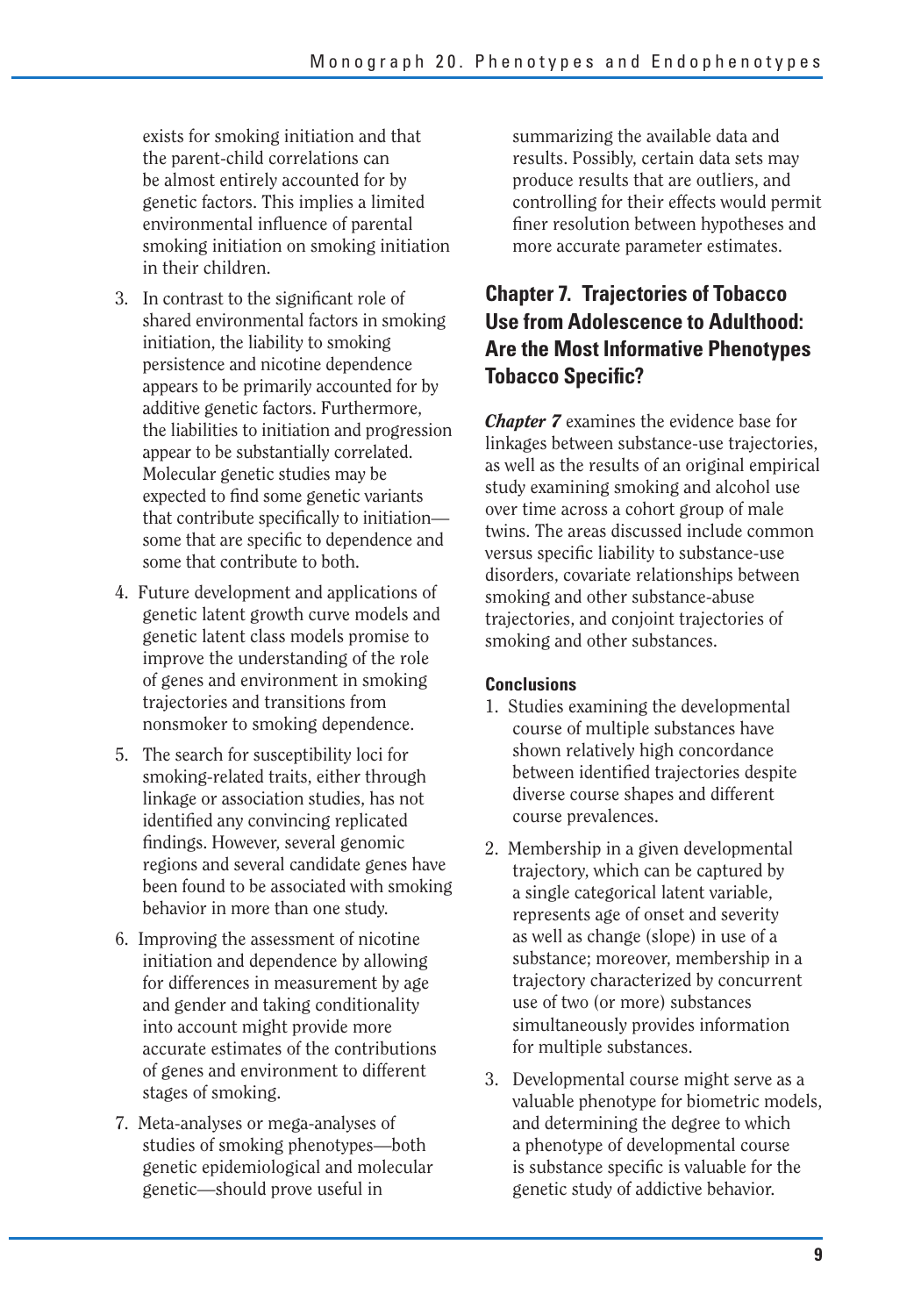exists for smoking initiation and that the parent-child correlations can be almost entirely accounted for by genetic factors. This implies a limited environmental influence of parental smoking initiation on smoking initiation in their children.

3. In contrast to the significant role of shared environmental factors in smoking initiation, the liability to smoking persistence and nicotine dependence appears to be primarily accounted for by additive genetic factors. Furthermore, the liabilities to initiation and progression appear to be substantially correlated. Molecular genetic studies may be expected to find some genetic variants that contribute specifically to initiation—some that are specific to dependence and some that contribute to both.

4. Future development and applications of genetic latent growth curve models and genetic latent class models promise to improve the understanding of the role of genes and environment in smoking trajectories and transitions from nonsmoker to smoking dependence.

5. The search for susceptibility loci for smoking-related traits, either through linkage or association studies, has not identified any convincing replicated findings. However, several genomic regions and several candidate genes have been found to be associated with smoking behavior in more than one study.

6. Improving the assessment of nicotine initiation and dependence by allowing for differences in measurement by age and gender and taking conditionality into account might provide more accurate estimates of the contributions of genes and environment to different stages of smoking.

7. Meta-analyses or mega-analyses of studies of smoking phenotypes—both genetic epidemiological and molecular genetic—should prove useful in summarizing the available data and results. Possibly, certain data sets may produce results that are outliers, and controlling for their effects would permit finer resolution between hypotheses and more accurate parameter estimates.

## Chapter 7. Trajectories of Tobacco Use from Adolescence to Adulthood: Are the Most Informative Phenotypes Tobacco Specific?

***Chapter 7*** examines the evidence base for linkages between substance-use trajectories, as well as the results of an original empirical study examining smoking and alcohol use over time across a cohort group of male twins. The areas discussed include common versus specific liability to substance-use disorders, covariate relationships between smoking and other substance-abuse trajectories, and conjoint trajectories of smoking and other substances.

### Conclusions

1. Studies examining the developmental course of multiple substances have shown relatively high concordance between identified trajectories despite diverse course shapes and different course prevalences.

2. Membership in a given developmental trajectory, which can be captured by a single categorical latent variable, represents age of onset and severity as well as change (slope) in use of a substance; moreover, membership in a trajectory characterized by concurrent use of two (or more) substances simultaneously provides information for multiple substances.

3. Developmental course might serve as a valuable phenotype for biometric models, and determining the degree to which a phenotype of developmental course is substance specific is valuable for the genetic study of addictive behavior.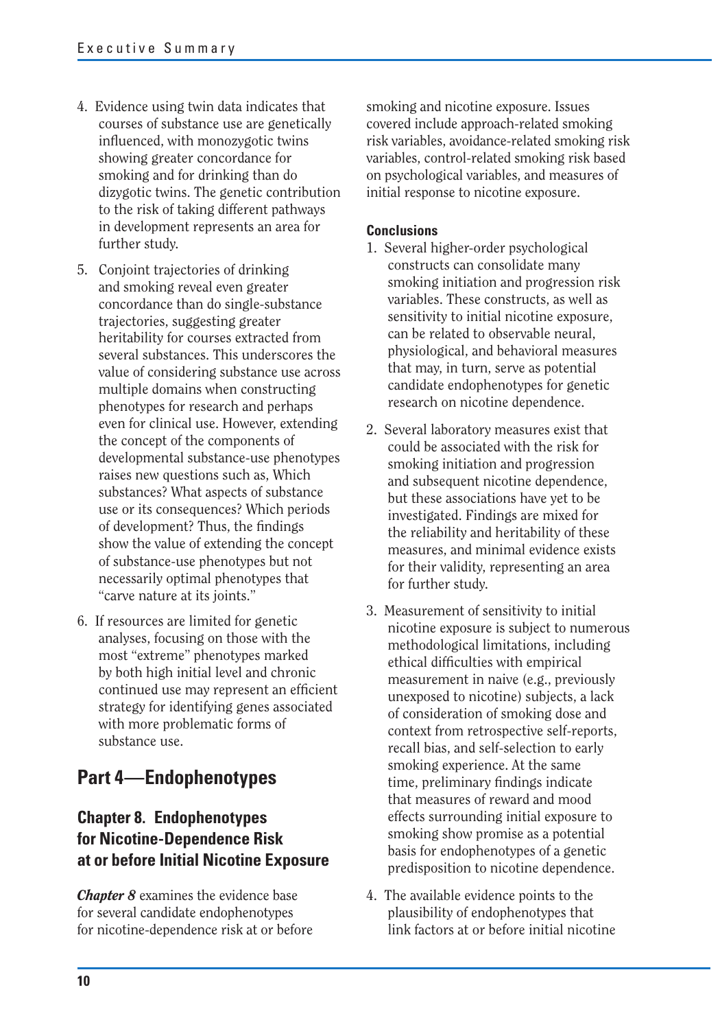4. Evidence using twin data indicates that courses of substance use are genetically influenced, with monozygotic twins showing greater concordance for smoking and for drinking than do dizygotic twins. The genetic contribution to the risk of taking different pathways in development represents an area for further study.

5. Conjoint trajectories of drinking and smoking reveal even greater concordance than do single-substance trajectories, suggesting greater heritability for courses extracted from several substances. This underscores the value of considering substance use across multiple domains when constructing phenotypes for research and perhaps even for clinical use. However, extending the concept of the components of developmental substance-use phenotypes raises new questions such as, Which substances? What aspects of substance use or its consequences? Which periods of development? Thus, the findings show the value of extending the concept of substance-use phenotypes but not necessarily optimal phenotypes that "carve nature at its joints."

6. If resources are limited for genetic analyses, focusing on those with the most "extreme" phenotypes marked by both high initial level and chronic continued use may represent an efficient strategy for identifying genes associated with more problematic forms of substance use.

## Part 4—Endophenotypes

### Chapter 8. Endophenotypes for Nicotine-Dependence Risk at or before Initial Nicotine Exposure

***Chapter 8*** examines the evidence base for several candidate endophenotypes for nicotine-dependence risk at or before smoking and nicotine exposure. Issues covered include approach-related smoking risk variables, avoidance-related smoking risk variables, control-related smoking risk based on psychological variables, and measures of initial response to nicotine exposure.

**Conclusions**

1. Several higher-order psychological constructs can consolidate many smoking initiation and progression risk variables. These constructs, as well as sensitivity to initial nicotine exposure, can be related to observable neural, physiological, and behavioral measures that may, in turn, serve as potential candidate endophenotypes for genetic research on nicotine dependence.

2. Several laboratory measures exist that could be associated with the risk for smoking initiation and progression and subsequent nicotine dependence, but these associations have yet to be investigated. Findings are mixed for the reliability and heritability of these measures, and minimal evidence exists for their validity, representing an area for further study.

3. Measurement of sensitivity to initial nicotine exposure is subject to numerous methodological limitations, including ethical difficulties with empirical measurement in naive (e.g., previously unexposed to nicotine) subjects, a lack of consideration of smoking dose and context from retrospective self-reports, recall bias, and self-selection to early smoking experience. At the same time, preliminary findings indicate that measures of reward and mood effects surrounding initial exposure to smoking show promise as a potential basis for endophenotypes of a genetic predisposition to nicotine dependence.

4. The available evidence points to the plausibility of endophenotypes that link factors at or before initial nicotine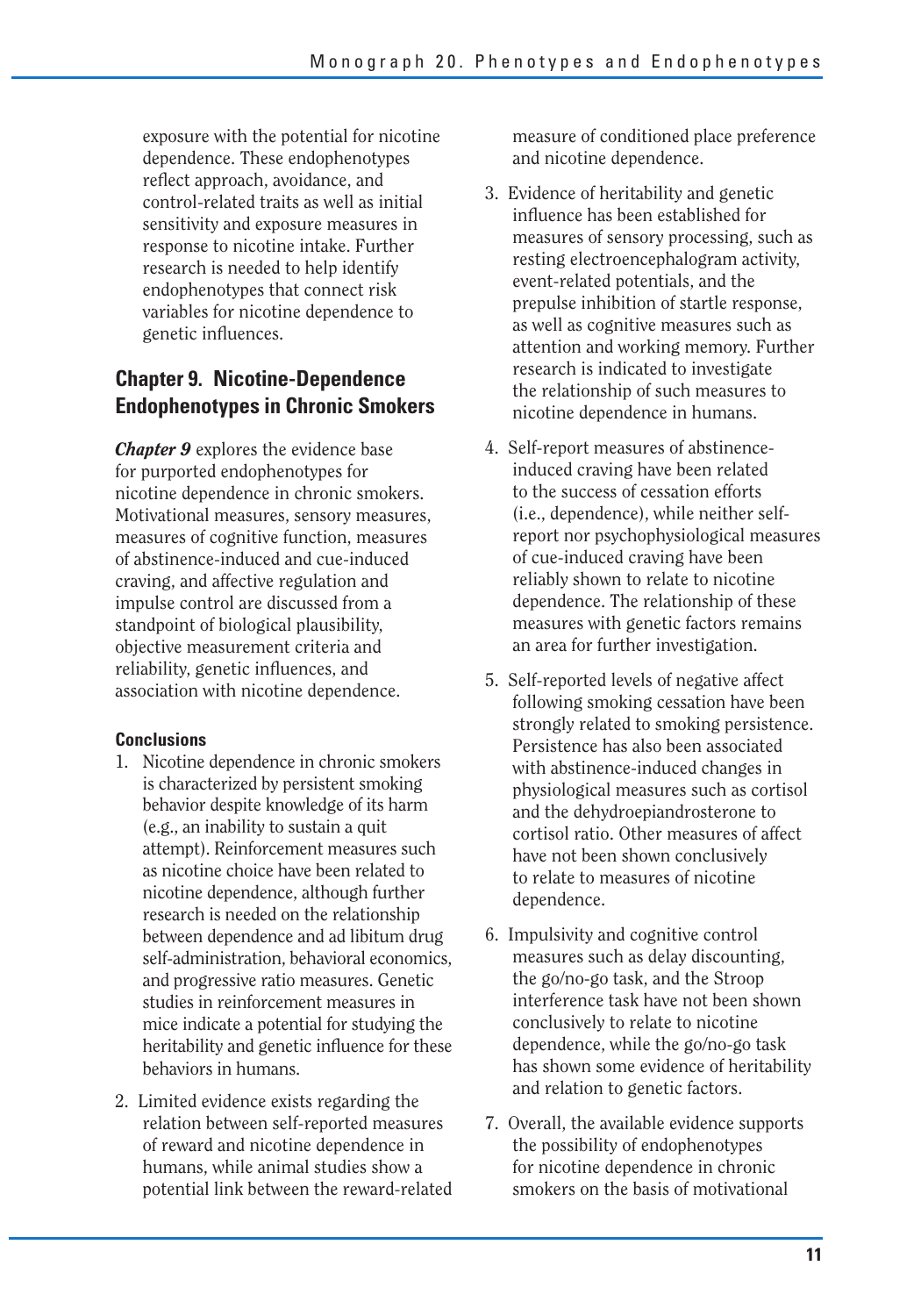exposure with the potential for nicotine dependence. These endophenotypes reflect approach, avoidance, and control-related traits as well as initial sensitivity and exposure measures in response to nicotine intake. Further research is needed to help identify endophenotypes that connect risk variables for nicotine dependence to genetic influences.

## Chapter 9. Nicotine-Dependence Endophenotypes in Chronic Smokers

***Chapter 9*** explores the evidence base for purported endophenotypes for nicotine dependence in chronic smokers. Motivational measures, sensory measures, measures of cognitive function, measures of abstinence-induced and cue-induced craving, and affective regulation and impulse control are discussed from a standpoint of biological plausibility, objective measurement criteria and reliability, genetic influences, and association with nicotine dependence.

### Conclusions

1. Nicotine dependence in chronic smokers is characterized by persistent smoking behavior despite knowledge of its harm (e.g., an inability to sustain a quit attempt). Reinforcement measures such as nicotine choice have been related to nicotine dependence, although further research is needed on the relationship between dependence and ad libitum drug self-administration, behavioral economics, and progressive ratio measures. Genetic studies in reinforcement measures in mice indicate a potential for studying the heritability and genetic influence for these behaviors in humans.
2. Limited evidence exists regarding the relation between self-reported measures of reward and nicotine dependence in humans, while animal studies show a potential link between the reward-related measure of conditioned place preference and nicotine dependence.
3. Evidence of heritability and genetic influence has been established for measures of sensory processing, such as resting electroencephalogram activity, event-related potentials, and the prepulse inhibition of startle response, as well as cognitive measures such as attention and working memory. Further research is indicated to investigate the relationship of such measures to nicotine dependence in humans.
4. Self-report measures of abstinence-induced craving have been related to the success of cessation efforts (i.e., dependence), while neither self-report nor psychophysiological measures of cue-induced craving have been reliably shown to relate to nicotine dependence. The relationship of these measures with genetic factors remains an area for further investigation.
5. Self-reported levels of negative affect following smoking cessation have been strongly related to smoking persistence. Persistence has also been associated with abstinence-induced changes in physiological measures such as cortisol and the dehydroepiandrosterone to cortisol ratio. Other measures of affect have not been shown conclusively to relate to measures of nicotine dependence.
6. Impulsivity and cognitive control measures such as delay discounting, the go/no-go task, and the Stroop interference task have not been shown conclusively to relate to nicotine dependence, while the go/no-go task has shown some evidence of heritability and relation to genetic factors.
7. Overall, the available evidence supports the possibility of endophenotypes for nicotine dependence in chronic smokers on the basis of motivational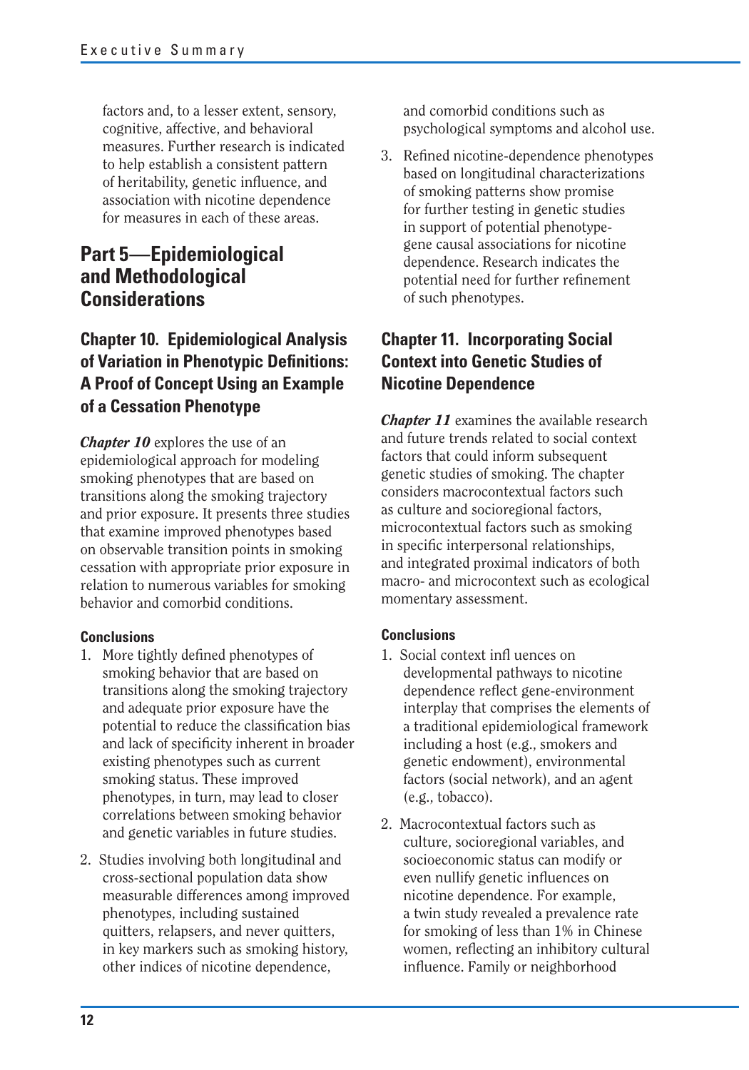factors and, to a lesser extent, sensory, cognitive, affective, and behavioral measures. Further research is indicated to help establish a consistent pattern of heritability, genetic influence, and association with nicotine dependence for measures in each of these areas.

## Part 5—Epidemiological and Methodological Considerations

### Chapter 10. Epidemiological Analysis of Variation in Phenotypic Definitions: A Proof of Concept Using an Example of a Cessation Phenotype

***Chapter 10*** explores the use of an epidemiological approach for modeling smoking phenotypes that are based on transitions along the smoking trajectory and prior exposure. It presents three studies that examine improved phenotypes based on observable transition points in smoking cessation with appropriate prior exposure in relation to numerous variables for smoking behavior and comorbid conditions.

#### Conclusions

1. More tightly defined phenotypes of smoking behavior that are based on transitions along the smoking trajectory and adequate prior exposure have the potential to reduce the classification bias and lack of specificity inherent in broader existing phenotypes such as current smoking status. These improved phenotypes, in turn, may lead to closer correlations between smoking behavior and genetic variables in future studies.
2. Studies involving both longitudinal and cross-sectional population data show measurable differences among improved phenotypes, including sustained quitters, relapsers, and never quitters, in key markers such as smoking history, other indices of nicotine dependence, and comorbid conditions such as psychological symptoms and alcohol use.
3. Refined nicotine-dependence phenotypes based on longitudinal characterizations of smoking patterns show promise for further testing in genetic studies in support of potential phenotype-gene causal associations for nicotine dependence. Research indicates the potential need for further refinement of such phenotypes.

### Chapter 11. Incorporating Social Context into Genetic Studies of Nicotine Dependence

***Chapter 11*** examines the available research and future trends related to social context factors that could inform subsequent genetic studies of smoking. The chapter considers macrocontextual factors such as culture and socioregional factors, microcontextual factors such as smoking in specific interpersonal relationships, and integrated proximal indicators of both macro- and microcontext such as ecological momentary assessment.

#### Conclusions

1. Social context infl uences on developmental pathways to nicotine dependence reflect gene-environment interplay that comprises the elements of a traditional epidemiological framework including a host (e.g., smokers and genetic endowment), environmental factors (social network), and an agent (e.g., tobacco).
2. Macrocontextual factors such as culture, socioregional variables, and socioeconomic status can modify or even nullify genetic influences on nicotine dependence. For example, a twin study revealed a prevalence rate for smoking of less than 1% in Chinese women, reflecting an inhibitory cultural influence. Family or neighborhood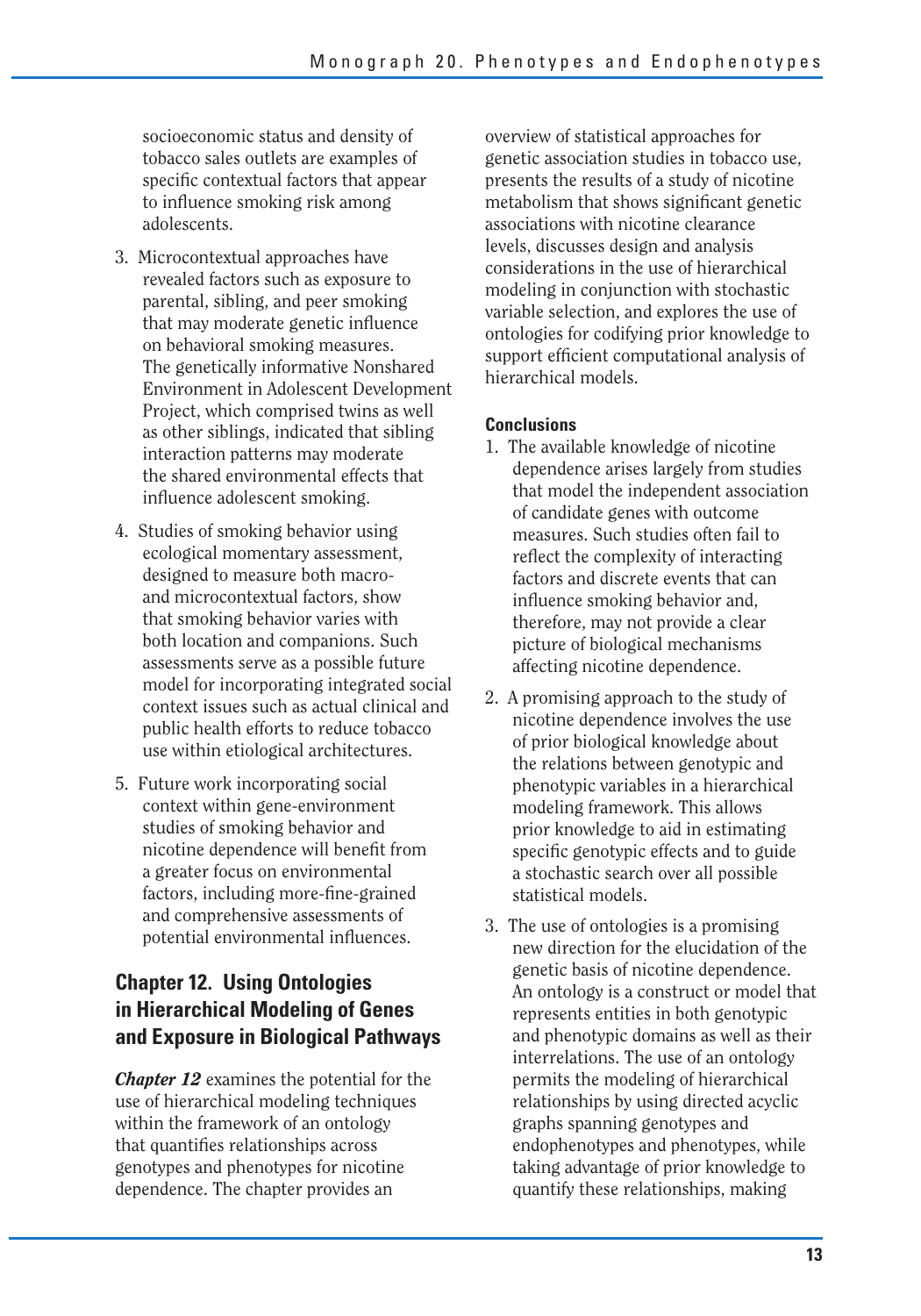socioeconomic status and density of tobacco sales outlets are examples of specific contextual factors that appear to influence smoking risk among adolescents.

3. Microcontextual approaches have revealed factors such as exposure to parental, sibling, and peer smoking that may moderate genetic influence on behavioral smoking measures. The genetically informative Nonshared Environment in Adolescent Development Project, which comprised twins as well as other siblings, indicated that sibling interaction patterns may moderate the shared environmental effects that influence adolescent smoking.

4. Studies of smoking behavior using ecological momentary assessment, designed to measure both macro- and microcontextual factors, show that smoking behavior varies with both location and companions. Such assessments serve as a possible future model for incorporating integrated social context issues such as actual clinical and public health efforts to reduce tobacco use within etiological architectures.

5. Future work incorporating social context within gene-environment studies of smoking behavior and nicotine dependence will benefit from a greater focus on environmental factors, including more-fine-grained and comprehensive assessments of potential environmental influences.

## Chapter 12. Using Ontologies in Hierarchical Modeling of Genes and Exposure in Biological Pathways

***Chapter 12*** examines the potential for the use of hierarchical modeling techniques within the framework of an ontology that quantifies relationships across genotypes and phenotypes for nicotine dependence. The chapter provides an overview of statistical approaches for genetic association studies in tobacco use, presents the results of a study of nicotine metabolism that shows significant genetic associations with nicotine clearance levels, discusses design and analysis considerations in the use of hierarchical modeling in conjunction with stochastic variable selection, and explores the use of ontologies for codifying prior knowledge to support efficient computational analysis of hierarchical models.

### Conclusions

1. The available knowledge of nicotine dependence arises largely from studies that model the independent association of candidate genes with outcome measures. Such studies often fail to reflect the complexity of interacting factors and discrete events that can influence smoking behavior and, therefore, may not provide a clear picture of biological mechanisms affecting nicotine dependence.

2. A promising approach to the study of nicotine dependence involves the use of prior biological knowledge about the relations between genotypic and phenotypic variables in a hierarchical modeling framework. This allows prior knowledge to aid in estimating specific genotypic effects and to guide a stochastic search over all possible statistical models.

3. The use of ontologies is a promising new direction for the elucidation of the genetic basis of nicotine dependence. An ontology is a construct or model that represents entities in both genotypic and phenotypic domains as well as their interrelations. The use of an ontology permits the modeling of hierarchical relationships by using directed acyclic graphs spanning genotypes and endophenotypes and phenotypes, while taking advantage of prior knowledge to quantify these relationships, making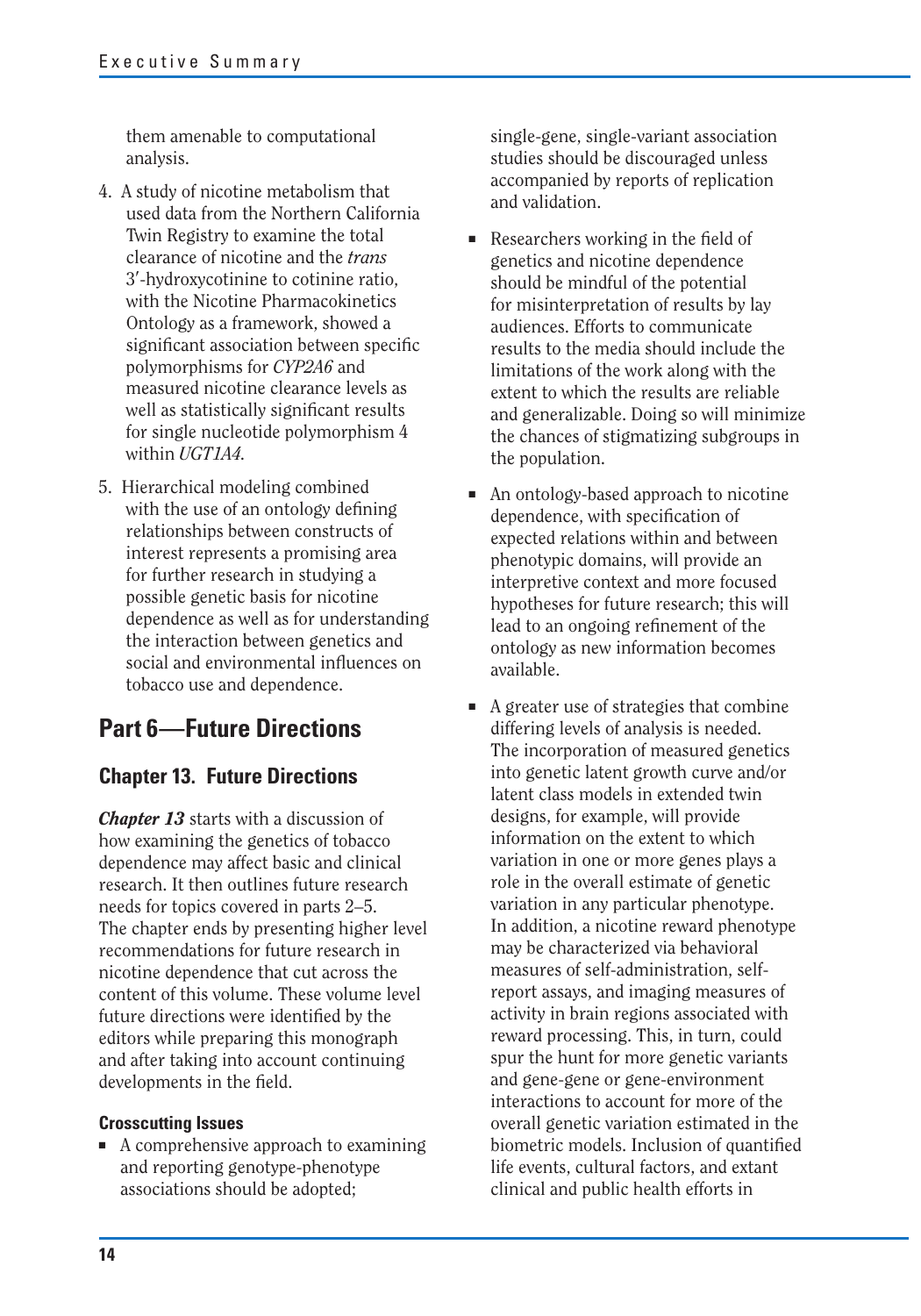them amenable to computational analysis.

4. A study of nicotine metabolism that used data from the Northern California Twin Registry to examine the total clearance of nicotine and the *trans* 3′-hydroxycotinine to cotinine ratio, with the Nicotine Pharmacokinetics Ontology as a framework, showed a significant association between specific polymorphisms for *CYP2A6* and measured nicotine clearance levels as well as statistically significant results for single nucleotide polymorphism 4 within *UGT1A4*.

5. Hierarchical modeling combined with the use of an ontology defining relationships between constructs of interest represents a promising area for further research in studying a possible genetic basis for nicotine dependence as well as for understanding the interaction between genetics and social and environmental influences on tobacco use and dependence.

## Part 6—Future Directions

### Chapter 13. Future Directions

***Chapter 13*** starts with a discussion of how examining the genetics of tobacco dependence may affect basic and clinical research. It then outlines future research needs for topics covered in parts 2–5. The chapter ends by presenting higher level recommendations for future research in nicotine dependence that cut across the content of this volume. These volume level future directions were identified by the editors while preparing this monograph and after taking into account continuing developments in the field.

#### Crosscutting Issues

- A comprehensive approach to examining and reporting genotype-phenotype associations should be adopted; single-gene, single-variant association studies should be discouraged unless accompanied by reports of replication and validation.
- Researchers working in the field of genetics and nicotine dependence should be mindful of the potential for misinterpretation of results by lay audiences. Efforts to communicate results to the media should include the limitations of the work along with the extent to which the results are reliable and generalizable. Doing so will minimize the chances of stigmatizing subgroups in the population.
- An ontology-based approach to nicotine dependence, with specification of expected relations within and between phenotypic domains, will provide an interpretive context and more focused hypotheses for future research; this will lead to an ongoing refinement of the ontology as new information becomes available.
- A greater use of strategies that combine differing levels of analysis is needed. The incorporation of measured genetics into genetic latent growth curve and/or latent class models in extended twin designs, for example, will provide information on the extent to which variation in one or more genes plays a role in the overall estimate of genetic variation in any particular phenotype. In addition, a nicotine reward phenotype may be characterized via behavioral measures of self-administration, self-report assays, and imaging measures of activity in brain regions associated with reward processing. This, in turn, could spur the hunt for more genetic variants and gene-gene or gene-environment interactions to account for more of the overall genetic variation estimated in the biometric models. Inclusion of quantified life events, cultural factors, and extant clinical and public health efforts in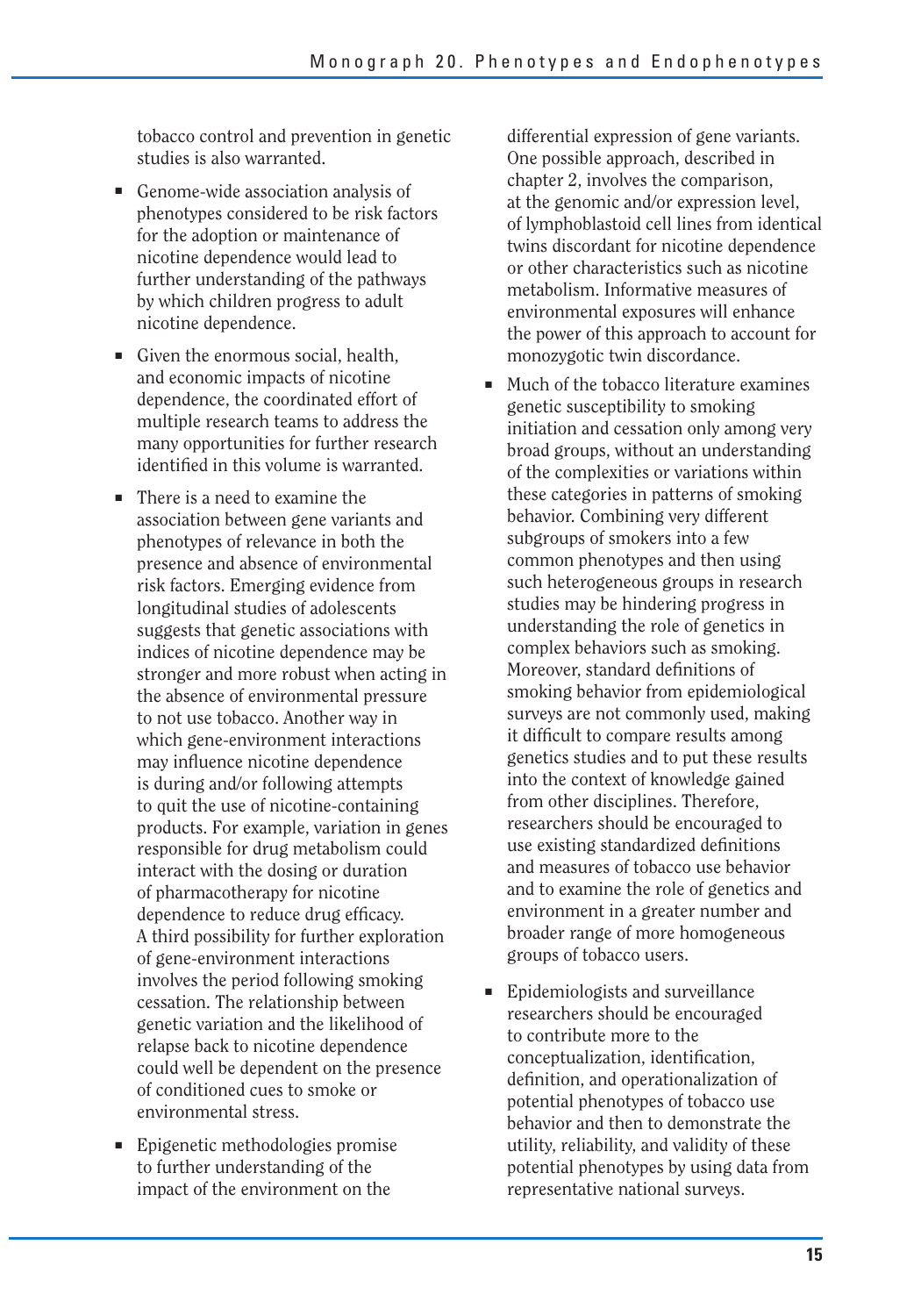tobacco control and prevention in genetic studies is also warranted.

- Genome-wide association analysis of phenotypes considered to be risk factors for the adoption or maintenance of nicotine dependence would lead to further understanding of the pathways by which children progress to adult nicotine dependence.
- Given the enormous social, health, and economic impacts of nicotine dependence, the coordinated effort of multiple research teams to address the many opportunities for further research identified in this volume is warranted.
- There is a need to examine the association between gene variants and phenotypes of relevance in both the presence and absence of environmental risk factors. Emerging evidence from longitudinal studies of adolescents suggests that genetic associations with indices of nicotine dependence may be stronger and more robust when acting in the absence of environmental pressure to not use tobacco. Another way in which gene-environment interactions may influence nicotine dependence is during and/or following attempts to quit the use of nicotine-containing products. For example, variation in genes responsible for drug metabolism could interact with the dosing or duration of pharmacotherapy for nicotine dependence to reduce drug efficacy. A third possibility for further exploration of gene-environment interactions involves the period following smoking cessation. The relationship between genetic variation and the likelihood of relapse back to nicotine dependence could well be dependent on the presence of conditioned cues to smoke or environmental stress.
- Epigenetic methodologies promise to further understanding of the impact of the environment on the differential expression of gene variants. One possible approach, described in chapter 2, involves the comparison, at the genomic and/or expression level, of lymphoblastoid cell lines from identical twins discordant for nicotine dependence or other characteristics such as nicotine metabolism. Informative measures of environmental exposures will enhance the power of this approach to account for monozygotic twin discordance.
- Much of the tobacco literature examines genetic susceptibility to smoking initiation and cessation only among very broad groups, without an understanding of the complexities or variations within these categories in patterns of smoking behavior. Combining very different subgroups of smokers into a few common phenotypes and then using such heterogeneous groups in research studies may be hindering progress in understanding the role of genetics in complex behaviors such as smoking. Moreover, standard definitions of smoking behavior from epidemiological surveys are not commonly used, making it difficult to compare results among genetics studies and to put these results into the context of knowledge gained from other disciplines. Therefore, researchers should be encouraged to use existing standardized definitions and measures of tobacco use behavior and to examine the role of genetics and environment in a greater number and broader range of more homogeneous groups of tobacco users.
- Epidemiologists and surveillance researchers should be encouraged to contribute more to the conceptualization, identification, definition, and operationalization of potential phenotypes of tobacco use behavior and then to demonstrate the utility, reliability, and validity of these potential phenotypes by using data from representative national surveys.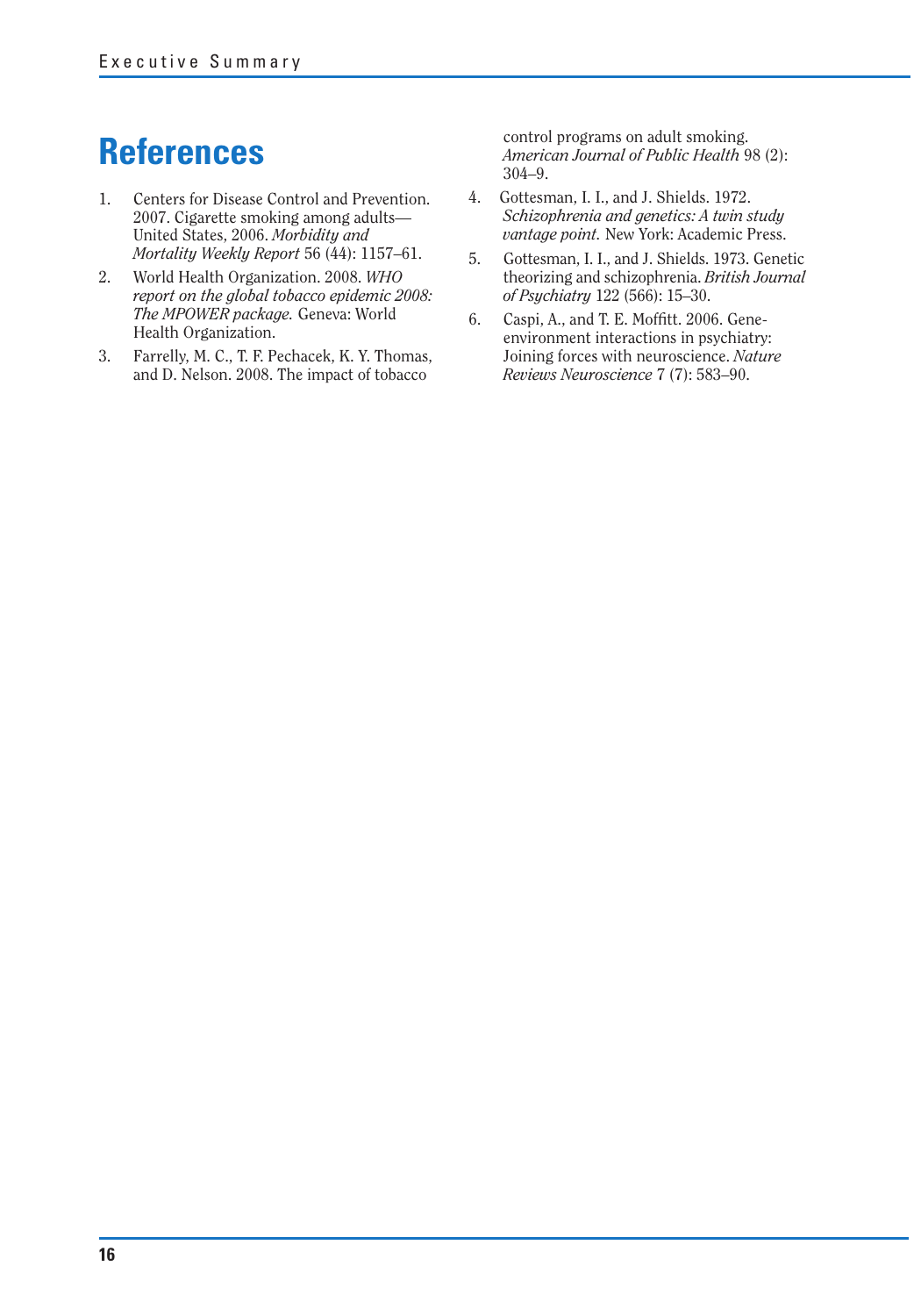# References

1. Centers for Disease Control and Prevention. 2007. Cigarette smoking among adults—United States, 2006. *Morbidity and Mortality Weekly Report* 56 (44): 1157–61.
2. World Health Organization. 2008. *WHO report on the global tobacco epidemic 2008: The MPOWER package.* Geneva: World Health Organization.
3. Farrelly, M. C., T. F. Pechacek, K. Y. Thomas, and D. Nelson. 2008. The impact of tobacco control programs on adult smoking. *American Journal of Public Health* 98 (2): 304–9.
4. Gottesman, I. I., and J. Shields. 1972. *Schizophrenia and genetics: A twin study vantage point.* New York: Academic Press.
5. Gottesman, I. I., and J. Shields. 1973. Genetic theorizing and schizophrenia. *British Journal of Psychiatry* 122 (566): 15–30.
6. Caspi, A., and T. E. Moffitt. 2006. Gene-environment interactions in psychiatry: Joining forces with neuroscience. *Nature Reviews Neuroscience* 7 (7): 583–90.